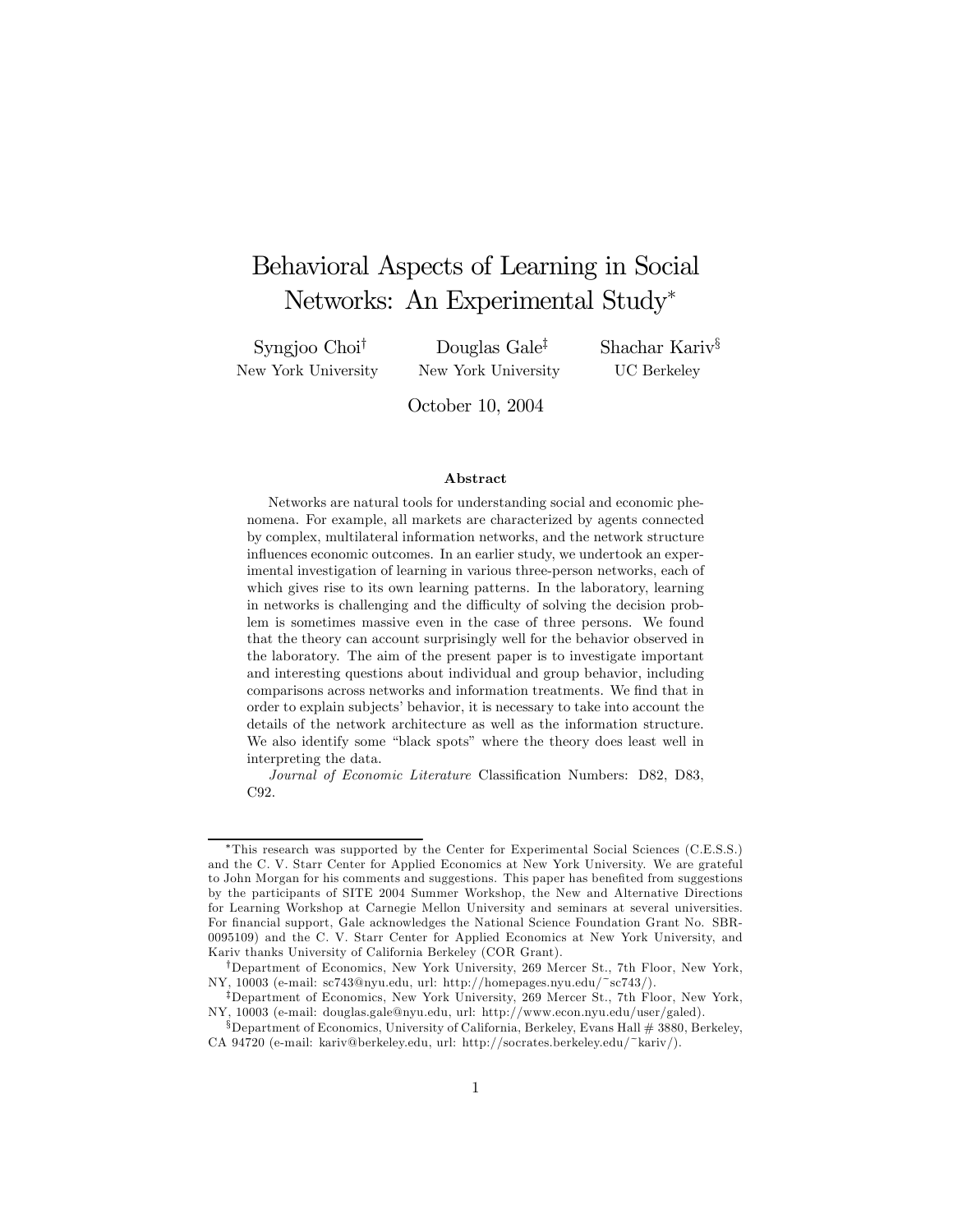# Behavioral Aspects of Learning in Social Networks: An Experimental Study*

Syngjoo Choi[†]  
New York University

Douglas Gale[‡]  
New York University

Shachar Kariv[§]  
UC Berkeley

October 10, 2004

### Abstract

Networks are natural tools for understanding social and economic phenomena. For example, all markets are characterized by agents connected by complex, multilateral information networks, and the network structure influences economic outcomes. In an earlier study, we undertook an experimental investigation of learning in various three-person networks, each of which gives rise to its own learning patterns. In the laboratory, learning in networks is challenging and the difficulty of solving the decision problem is sometimes massive even in the case of three persons. We found that the theory can account surprisingly well for the behavior observed in the laboratory. The aim of the present paper is to investigate important and interesting questions about individual and group behavior, including comparisons across networks and information treatments. We find that in order to explain subjects' behavior, it is necessary to take into account the details of the network architecture as well as the information structure. We also identify some "black spots" where the theory does least well in interpreting the data.

*Journal of Economic Literature* Classification Numbers: D82, D83, C92.

---

*This research was supported by the Center for Experimental Social Sciences (C.E.S.S.) and the C. V. Starr Center for Applied Economics at New York University. We are grateful to John Morgan for his comments and suggestions. This paper has benefited from suggestions by the participants of SITE 2004 Summer Workshop, the New and Alternative Directions for Learning Workshop at Carnegie Mellon University and seminars at several universities. For financial support, Gale acknowledges the National Science Foundation Grant No. SBR-0095109) and the C. V. Starr Center for Applied Economics at New York University, and Kariv thanks University of California Berkeley (COR Grant).

[†]Department of Economics, New York University, 269 Mercer St., 7th Floor, New York, NY, 10003 (e-mail: sc743@nyu.edu, url: http://homepages.nyu.edu/~sc743/).

[‡]Department of Economics, New York University, 269 Mercer St., 7th Floor, New York, NY, 10003 (e-mail: douglas.gale@nyu.edu, url: http://www.econ.nyu.edu/user/galed).

[§]Department of Economics, University of California, Berkeley, Evans Hall # 3880, Berkeley, CA 94720 (e-mail: kariv@berkeley.edu, url: http://socrates.berkeley.edu/~kariv/).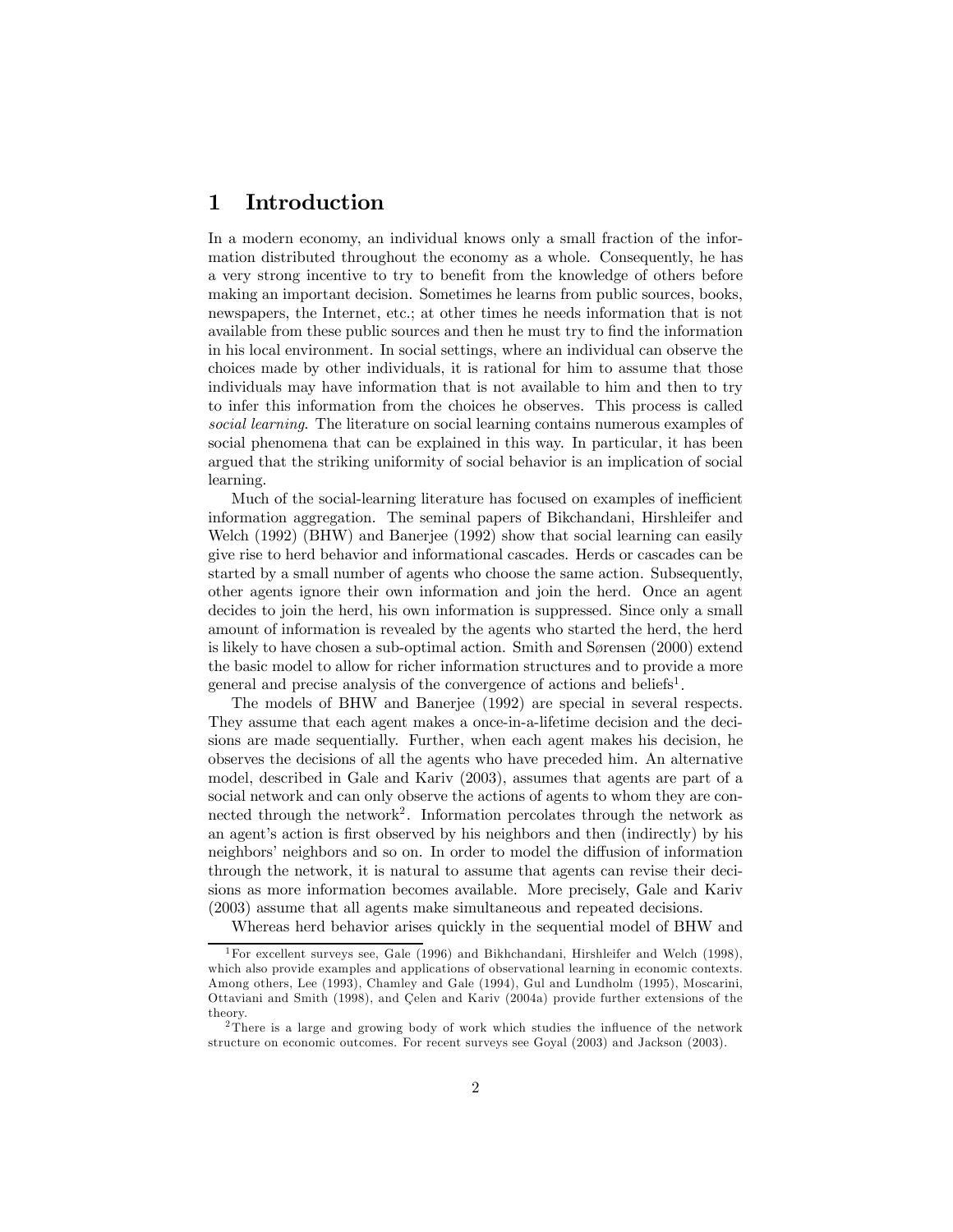# 1 Introduction

In a modern economy, an individual knows only a small fraction of the information distributed throughout the economy as a whole. Consequently, he has a very strong incentive to try to benefit from the knowledge of others before making an important decision. Sometimes he learns from public sources, books, newspapers, the Internet, etc.; at other times he needs information that is not available from these public sources and then he must try to find the information in his local environment. In social settings, where an individual can observe the choices made by other individuals, it is rational for him to assume that those individuals may have information that is not available to him and then to try to infer this information from the choices he observes. This process is called *social learning*. The literature on social learning contains numerous examples of social phenomena that can be explained in this way. In particular, it has been argued that the striking uniformity of social behavior is an implication of social learning.

Much of the social-learning literature has focused on examples of inefficient information aggregation. The seminal papers of Bikchandani, Hirshleifer and Welch (1992) (BHW) and Banerjee (1992) show that social learning can easily give rise to herd behavior and informational cascades. Herds or cascades can be started by a small number of agents who choose the same action. Subsequently, other agents ignore their own information and join the herd. Once an agent decides to join the herd, his own information is suppressed. Since only a small amount of information is revealed by the agents who started the herd, the herd is likely to have chosen a sub-optimal action. Smith and Sørensen (2000) extend the basic model to allow for richer information structures and to provide a more general and precise analysis of the convergence of actions and beliefs[1].

The models of BHW and Banerjee (1992) are special in several respects. They assume that each agent makes a once-in-a-lifetime decision and the decisions are made sequentially. Further, when each agent makes his decision, he observes the decisions of all the agents who have preceded him. An alternative model, described in Gale and Kariv (2003), assumes that agents are part of a social network and can only observe the actions of agents to whom they are connected through the network[2]. Information percolates through the network as an agent's action is first observed by his neighbors and then (indirectly) by his neighbors' neighbors and so on. In order to model the diffusion of information through the network, it is natural to assume that agents can revise their decisions as more information becomes available. More precisely, Gale and Kariv (2003) assume that all agents make simultaneous and repeated decisions.

Whereas herd behavior arises quickly in the sequential model of BHW and

[1] For excellent surveys see, Gale (1996) and Bikhchandani, Hirshleifer and Welch (1998), which also provide examples and applications of observational learning in economic contexts. Among others, Lee (1993), Chamley and Gale (1994), Gul and Lundholm (1995), Moscarini, Ottaviani and Smith (1998), and Çelen and Kariv (2004a) provide further extensions of the theory.

[2] There is a large and growing body of work which studies the influence of the network structure on economic outcomes. For recent surveys see Goyal (2003) and Jackson (2003).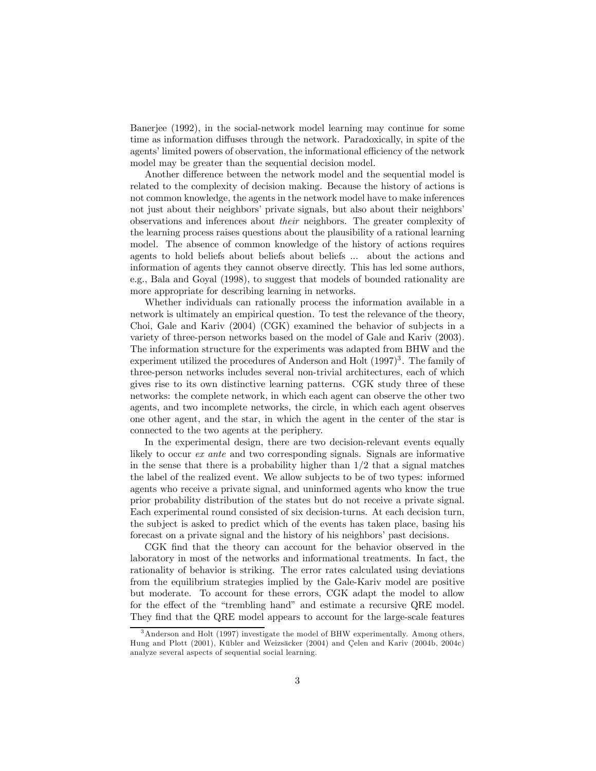Banerjee (1992), in the social-network model learning may continue for some time as information diffuses through the network. Paradoxically, in spite of the agents' limited powers of observation, the informational efficiency of the network model may be greater than the sequential decision model.

Another difference between the network model and the sequential model is related to the complexity of decision making. Because the history of actions is not common knowledge, the agents in the network model have to make inferences not just about their neighbors' private signals, but also about their neighbors' observations and inferences about *their* neighbors. The greater complexity of the learning process raises questions about the plausibility of a rational learning model. The absence of common knowledge of the history of actions requires agents to hold beliefs about beliefs about beliefs ... about the actions and information of agents they cannot observe directly. This has led some authors, e.g., Bala and Goyal (1998), to suggest that models of bounded rationality are more appropriate for describing learning in networks.

Whether individuals can rationally process the information available in a network is ultimately an empirical question. To test the relevance of the theory, Choi, Gale and Kariv (2004) (CGK) examined the behavior of subjects in a variety of three-person networks based on the model of Gale and Kariv (2003). The information structure for the experiments was adapted from BHW and the experiment utilized the procedures of Anderson and Holt (1997)[3]. The family of three-person networks includes several non-trivial architectures, each of which gives rise to its own distinctive learning patterns. CGK study three of these networks: the complete network, in which each agent can observe the other two agents, and two incomplete networks, the circle, in which each agent observes one other agent, and the star, in which the agent in the center of the star is connected to the two agents at the periphery.

In the experimental design, there are two decision-relevant events equally likely to occur *ex ante* and two corresponding signals. Signals are informative in the sense that there is a probability higher than 1/2 that a signal matches the label of the realized event. We allow subjects to be of two types: informed agents who receive a private signal, and uninformed agents who know the true prior probability distribution of the states but do not receive a private signal. Each experimental round consisted of six decision-turns. At each decision turn, the subject is asked to predict which of the events has taken place, basing his forecast on a private signal and the history of his neighbors' past decisions.

CGK find that the theory can account for the behavior observed in the laboratory in most of the networks and informational treatments. In fact, the rationality of behavior is striking. The error rates calculated using deviations from the equilibrium strategies implied by the Gale-Kariv model are positive but moderate. To account for these errors, CGK adapt the model to allow for the effect of the "trembling hand" and estimate a recursive QRE model. They find that the QRE model appears to account for the large-scale features

[3] Anderson and Holt (1997) investigate the model of BHW experimentally. Among others, Hung and Plott (2001), Kübler and Weizsäcker (2004) and Çelen and Kariv (2004b, 2004c) analyze several aspects of sequential social learning.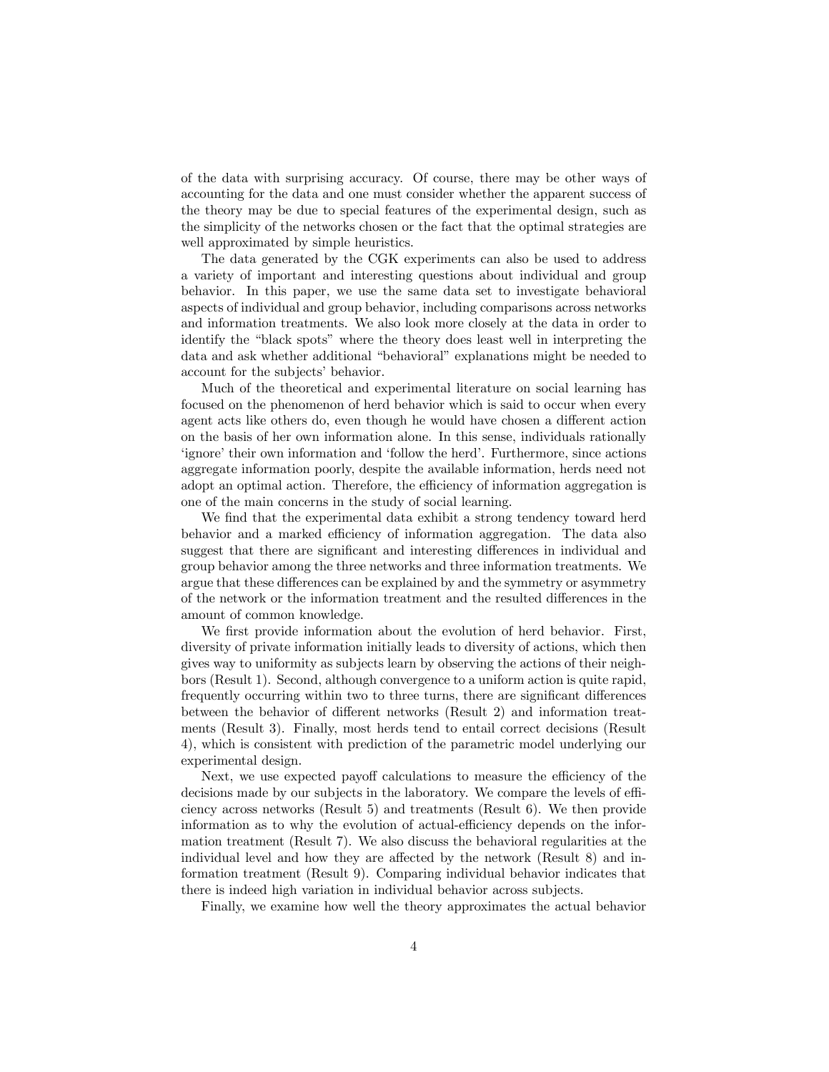of the data with surprising accuracy. Of course, there may be other ways of accounting for the data and one must consider whether the apparent success of the theory may be due to special features of the experimental design, such as the simplicity of the networks chosen or the fact that the optimal strategies are well approximated by simple heuristics.

The data generated by the CGK experiments can also be used to address a variety of important and interesting questions about individual and group behavior. In this paper, we use the same data set to investigate behavioral aspects of individual and group behavior, including comparisons across networks and information treatments. We also look more closely at the data in order to identify the "black spots" where the theory does least well in interpreting the data and ask whether additional "behavioral" explanations might be needed to account for the subjects' behavior.

Much of the theoretical and experimental literature on social learning has focused on the phenomenon of herd behavior which is said to occur when every agent acts like others do, even though he would have chosen a different action on the basis of her own information alone. In this sense, individuals rationally 'ignore' their own information and 'follow the herd'. Furthermore, since actions aggregate information poorly, despite the available information, herds need not adopt an optimal action. Therefore, the efficiency of information aggregation is one of the main concerns in the study of social learning.

We find that the experimental data exhibit a strong tendency toward herd behavior and a marked efficiency of information aggregation. The data also suggest that there are significant and interesting differences in individual and group behavior among the three networks and three information treatments. We argue that these differences can be explained by and the symmetry or asymmetry of the network or the information treatment and the resulted differences in the amount of common knowledge.

We first provide information about the evolution of herd behavior. First, diversity of private information initially leads to diversity of actions, which then gives way to uniformity as subjects learn by observing the actions of their neighbors (Result 1). Second, although convergence to a uniform action is quite rapid, frequently occurring within two to three turns, there are significant differences between the behavior of different networks (Result 2) and information treatments (Result 3). Finally, most herds tend to entail correct decisions (Result 4), which is consistent with prediction of the parametric model underlying our experimental design.

Next, we use expected payoff calculations to measure the efficiency of the decisions made by our subjects in the laboratory. We compare the levels of efficiency across networks (Result 5) and treatments (Result 6). We then provide information as to why the evolution of actual-efficiency depends on the information treatment (Result 7). We also discuss the behavioral regularities at the individual level and how they are affected by the network (Result 8) and information treatment (Result 9). Comparing individual behavior indicates that there is indeed high variation in individual behavior across subjects.

Finally, we examine how well the theory approximates the actual behavior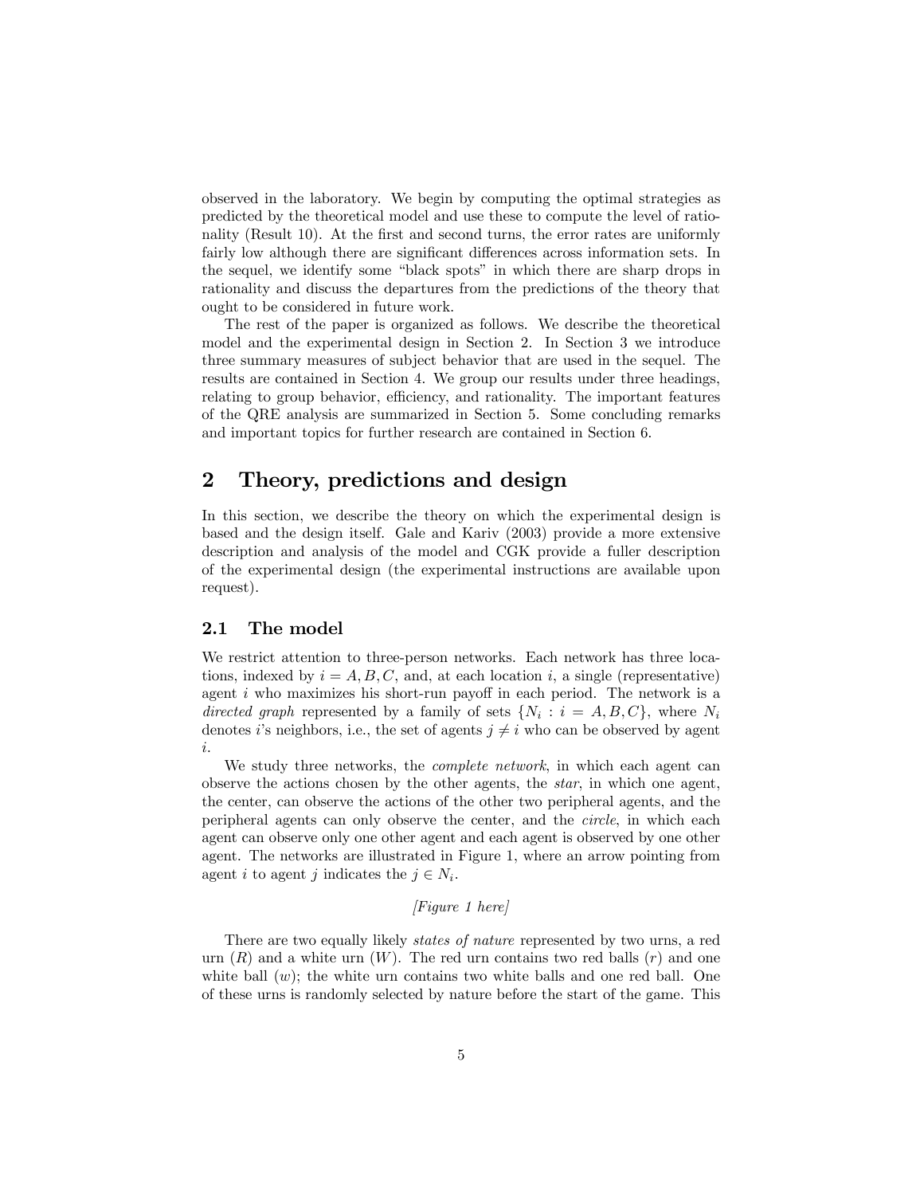observed in the laboratory. We begin by computing the optimal strategies as predicted by the theoretical model and use these to compute the level of rationality (Result 10). At the first and second turns, the error rates are uniformly fairly low although there are significant differences across information sets. In the sequel, we identify some "black spots" in which there are sharp drops in rationality and discuss the departures from the predictions of the theory that ought to be considered in future work.

The rest of the paper is organized as follows. We describe the theoretical model and the experimental design in Section 2. In Section 3 we introduce three summary measures of subject behavior that are used in the sequel. The results are contained in Section 4. We group our results under three headings, relating to group behavior, efficiency, and rationality. The important features of the QRE analysis are summarized in Section 5. Some concluding remarks and important topics for further research are contained in Section 6.

## 2 Theory, predictions and design

In this section, we describe the theory on which the experimental design is based and the design itself. Gale and Kariv (2003) provide a more extensive description and analysis of the model and CGK provide a fuller description of the experimental design (the experimental instructions are available upon request).

### 2.1 The model

We restrict attention to three-person networks. Each network has three locations, indexed by $i = A, B, C$, and, at each location $i$, a single (representative) agent $i$ who maximizes his short-run payoff in each period. The network is a *directed graph* represented by a family of sets $\{N_i : i = A, B, C\}$, where $N_i$ denotes $i$'s neighbors, i.e., the set of agents $j \neq i$ who can be observed by agent $i$.

We study three networks, the *complete network*, in which each agent can observe the actions chosen by the other agents, the *star*, in which one agent, the center, can observe the actions of the other two peripheral agents, and the peripheral agents can only observe the center, and the *circle*, in which each agent can observe only one other agent and each agent is observed by one other agent. The networks are illustrated in Figure 1, where an arrow pointing from agent $i$ to agent $j$ indicates the $j \in N_i$.

*[Figure 1 here]*

There are two equally likely *states of nature* represented by two urns, a red urn ($R$) and a white urn ($W$). The red urn contains two red balls ($r$) and one white ball ($w$); the white urn contains two white balls and one red ball. One of these urns is randomly selected by nature before the start of the game. This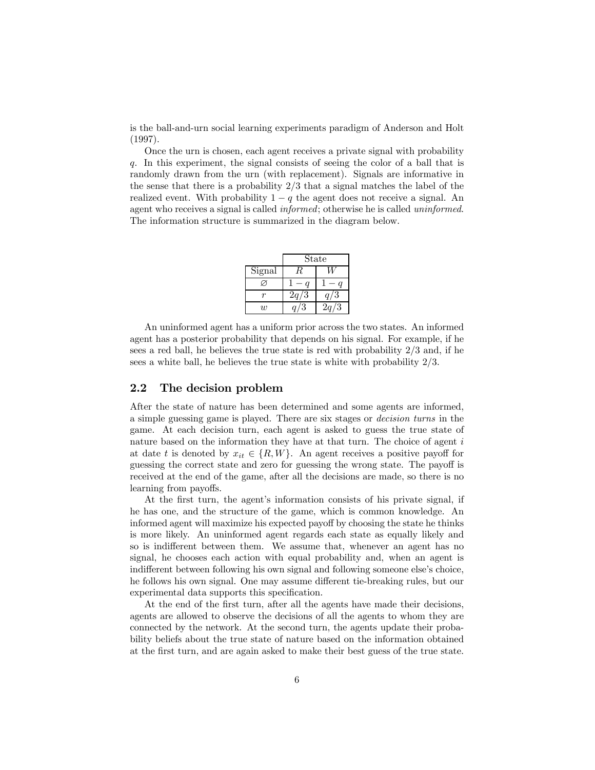is the ball-and-urn social learning experiments paradigm of Anderson and Holt (1997).

Once the urn is chosen, each agent receives a private signal with probability $q$. In this experiment, the signal consists of seeing the color of a ball that is randomly drawn from the urn (with replacement). Signals are informative in the sense that there is a probability $2/3$ that a signal matches the label of the realized event. With probability $1-q$ the agent does not receive a signal. An agent who receives a signal is called *informed*; otherwise he is called *uninformed*. The information structure is summarized in the diagram below.

| | State | |
|---|---|---|
| Signal | $R$ | $W$ |
| $\varnothing$ | $1-q$ | $1-q$ |
| $r$ | $2q/3$ | $q/3$ |
| $w$ | $q/3$ | $2q/3$ |

An uninformed agent has a uniform prior across the two states. An informed agent has a posterior probability that depends on his signal. For example, if he sees a red ball, he believes the true state is red with probability $2/3$ and, if he sees a white ball, he believes the true state is white with probability $2/3$.

## 2.2 The decision problem

After the state of nature has been determined and some agents are informed, a simple guessing game is played. There are six stages or *decision turns* in the game. At each decision turn, each agent is asked to guess the true state of nature based on the information they have at that turn. The choice of agent $i$ at date $t$ is denoted by $x_{it} \in \{R, W\}$. An agent receives a positive payoff for guessing the correct state and zero for guessing the wrong state. The payoff is received at the end of the game, after all the decisions are made, so there is no learning from payoffs.

At the first turn, the agent's information consists of his private signal, if he has one, and the structure of the game, which is common knowledge. An informed agent will maximize his expected payoff by choosing the state he thinks is more likely. An uninformed agent regards each state as equally likely and so is indifferent between them. We assume that, whenever an agent has no signal, he chooses each action with equal probability and, when an agent is indifferent between following his own signal and following someone else's choice, he follows his own signal. One may assume different tie-breaking rules, but our experimental data supports this specification.

At the end of the first turn, after all the agents have made their decisions, agents are allowed to observe the decisions of all the agents to whom they are connected by the network. At the second turn, the agents update their probability beliefs about the true state of nature based on the information obtained at the first turn, and are again asked to make their best guess of the true state.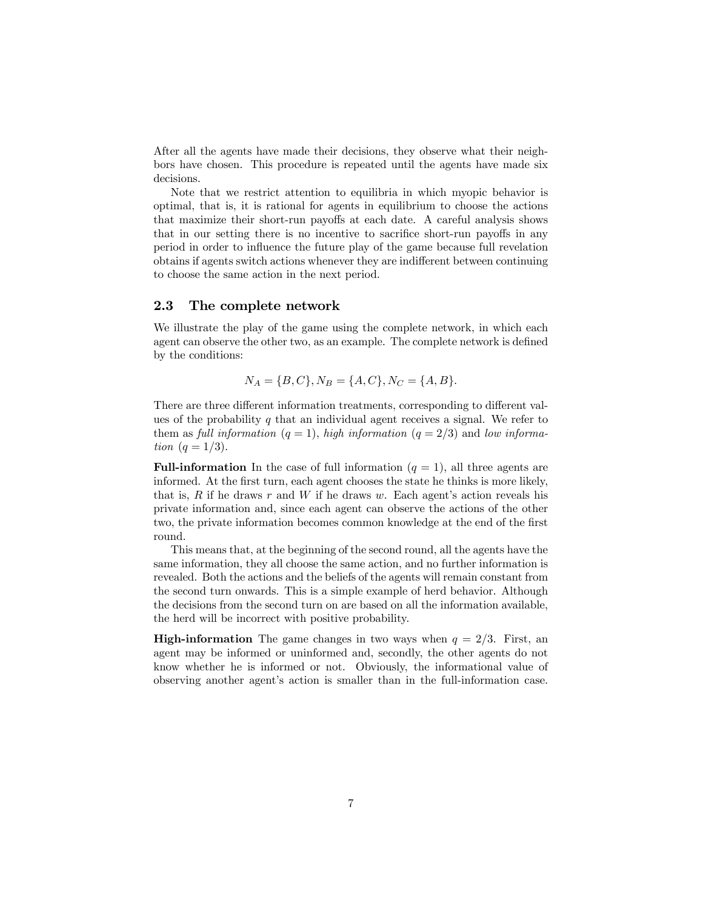After all the agents have made their decisions, they observe what their neighbors have chosen. This procedure is repeated until the agents have made six decisions.

Note that we restrict attention to equilibria in which myopic behavior is optimal, that is, it is rational for agents in equilibrium to choose the actions that maximize their short-run payoffs at each date. A careful analysis shows that in our setting there is no incentive to sacrifice short-run payoffs in any period in order to influence the future play of the game because full revelation obtains if agents switch actions whenever they are indifferent between continuing to choose the same action in the next period.

## 2.3 The complete network

We illustrate the play of the game using the complete network, in which each agent can observe the other two, as an example. The complete network is defined by the conditions:

$$N_A = \{B, C\}, N_B = \{A, C\}, N_C = \{A, B\}.$$

There are three different information treatments, corresponding to different values of the probability $q$ that an individual agent receives a signal. We refer to them as *full information* ($q = 1$), *high information* ($q = 2/3$) and *low information* ($q = 1/3$).

**Full-information** In the case of full information ($q = 1$), all three agents are informed. At the first turn, each agent chooses the state he thinks is more likely, that is, $R$ if he draws $r$ and $W$ if he draws $w$. Each agent's action reveals his private information and, since each agent can observe the actions of the other two, the private information becomes common knowledge at the end of the first round.

This means that, at the beginning of the second round, all the agents have the same information, they all choose the same action, and no further information is revealed. Both the actions and the beliefs of the agents will remain constant from the second turn onwards. This is a simple example of herd behavior. Although the decisions from the second turn on are based on all the information available, the herd will be incorrect with positive probability.

**High-information** The game changes in two ways when $q = 2/3$. First, an agent may be informed or uninformed and, secondly, the other agents do not know whether he is informed or not. Obviously, the informational value of observing another agent's action is smaller than in the full-information case.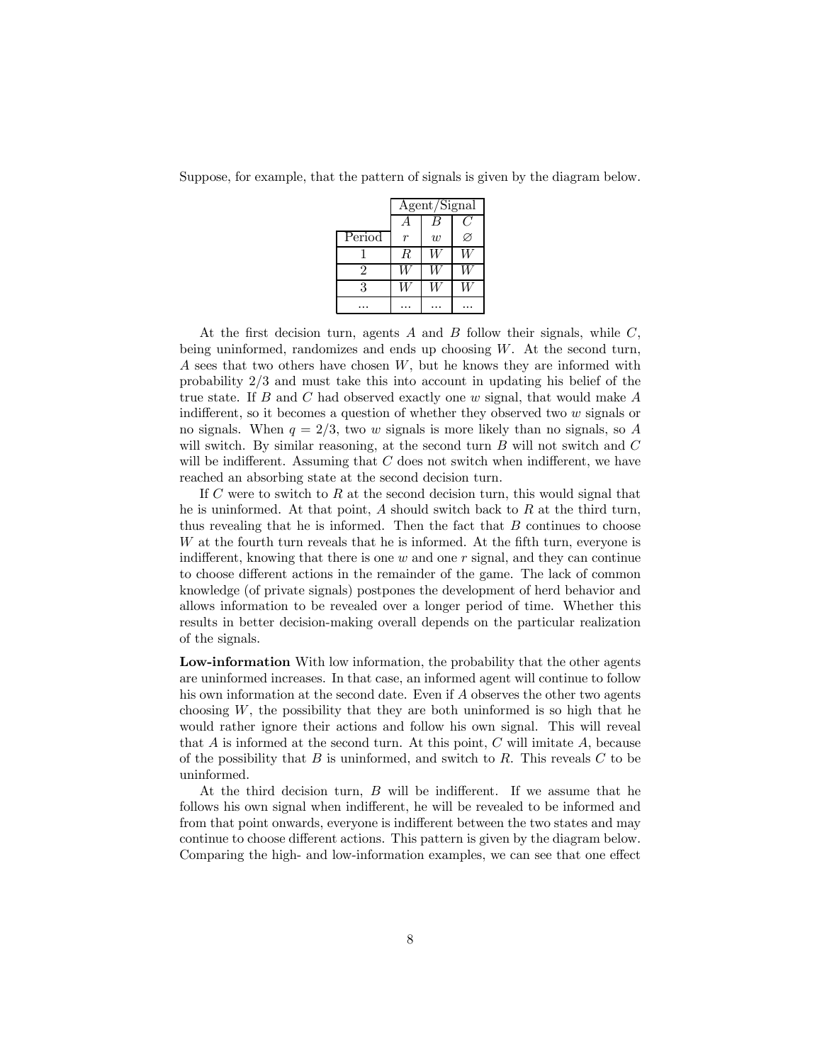Suppose, for example, that the pattern of signals is given by the diagram below.

| | Agent/Signal | | |
|---|---|---|---|
| | $A$ | $B$ | $C$ |
| Period | $r$ | $w$ | $\varnothing$ |
| 1 | $R$ | $W$ | $W$ |
| 2 | $W$ | $W$ | $W$ |
| 3 | $W$ | $W$ | $W$ |
| ... | ... | ... | ... |

At the first decision turn, agents $A$ and $B$ follow their signals, while $C$, being uninformed, randomizes and ends up choosing $W$. At the second turn, $A$ sees that two others have chosen $W$, but he knows they are informed with probability $2/3$ and must take this into account in updating his belief of the true state. If $B$ and $C$ had observed exactly one $w$ signal, that would make $A$ indifferent, so it becomes a question of whether they observed two $w$ signals or no signals. When $q = 2/3$, two $w$ signals is more likely than no signals, so $A$ will switch. By similar reasoning, at the second turn $B$ will not switch and $C$ will be indifferent. Assuming that $C$ does not switch when indifferent, we have reached an absorbing state at the second decision turn.

If $C$ were to switch to $R$ at the second decision turn, this would signal that he is uninformed. At that point, $A$ should switch back to $R$ at the third turn, thus revealing that he is informed. Then the fact that $B$ continues to choose $W$ at the fourth turn reveals that he is informed. At the fifth turn, everyone is indifferent, knowing that there is one $w$ and one $r$ signal, and they can continue to choose different actions in the remainder of the game. The lack of common knowledge (of private signals) postpones the development of herd behavior and allows information to be revealed over a longer period of time. Whether this results in better decision-making overall depends on the particular realization of the signals.

**Low-information** With low information, the probability that the other agents are uninformed increases. In that case, an informed agent will continue to follow his own information at the second date. Even if $A$ observes the other two agents choosing $W$, the possibility that they are both uninformed is so high that he would rather ignore their actions and follow his own signal. This will reveal that $A$ is informed at the second turn. At this point, $C$ will imitate $A$, because of the possibility that $B$ is uninformed, and switch to $R$. This reveals $C$ to be uninformed.

At the third decision turn, $B$ will be indifferent. If we assume that he follows his own signal when indifferent, he will be revealed to be informed and from that point onwards, everyone is indifferent between the two states and may continue to choose different actions. This pattern is given by the diagram below. Comparing the high- and low-information examples, we can see that one effect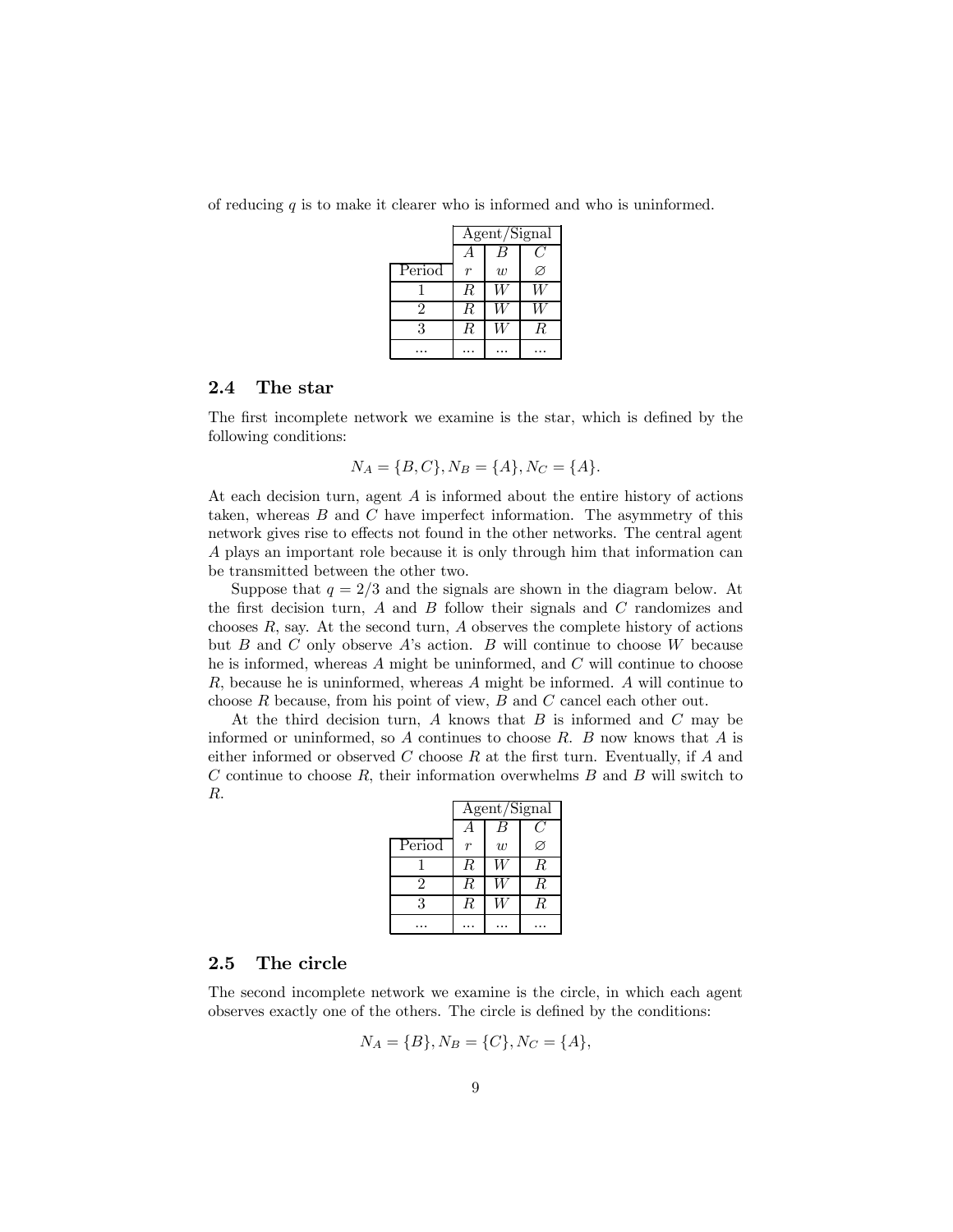of reducing $q$ is to make it clearer who is informed and who is uninformed.

| | Agent/Signal | | |
|---|---|---|---|
| | $A$ | $B$ | $C$ |
| Period | $r$ | $w$ | $\varnothing$ |
| 1 | $R$ | $W$ | $W$ |
| 2 | $R$ | $W$ | $W$ |
| 3 | $R$ | $W$ | $R$ |
| ... | ... | ... | ... |

## 2.4 The star

The first incomplete network we examine is the star, which is defined by the following conditions:

$$N_A = \{B, C\}, N_B = \{A\}, N_C = \{A\}.$$

At each decision turn, agent $A$ is informed about the entire history of actions taken, whereas $B$ and $C$ have imperfect information. The asymmetry of this network gives rise to effects not found in the other networks. The central agent $A$ plays an important role because it is only through him that information can be transmitted between the other two.

Suppose that $q = 2/3$ and the signals are shown in the diagram below. At the first decision turn, $A$ and $B$ follow their signals and $C$ randomizes and chooses $R$, say. At the second turn, $A$ observes the complete history of actions but $B$ and $C$ only observe $A$'s action. $B$ will continue to choose $W$ because he is informed, whereas $A$ might be uninformed, and $C$ will continue to choose $R$, because he is uninformed, whereas $A$ might be informed. $A$ will continue to choose $R$ because, from his point of view, $B$ and $C$ cancel each other out.

At the third decision turn, $A$ knows that $B$ is informed and $C$ may be informed or uninformed, so $A$ continues to choose $R$. $B$ now knows that $A$ is either informed or observed $C$ choose $R$ at the first turn. Eventually, if $A$ and $C$ continue to choose $R$, their information overwhelms $B$ and $B$ will switch to $R$.

| | Agent/Signal | | |
|---|---|---|---|
| | $A$ | $B$ | $C$ |
| Period | $r$ | $w$ | $\varnothing$ |
| 1 | $R$ | $W$ | $R$ |
| 2 | $R$ | $W$ | $R$ |
| 3 | $R$ | $W$ | $R$ |
| ... | ... | ... | ... |

## 2.5 The circle

The second incomplete network we examine is the circle, in which each agent observes exactly one of the others. The circle is defined by the conditions:

$$N_A = \{B\}, N_B = \{C\}, N_C = \{A\},$$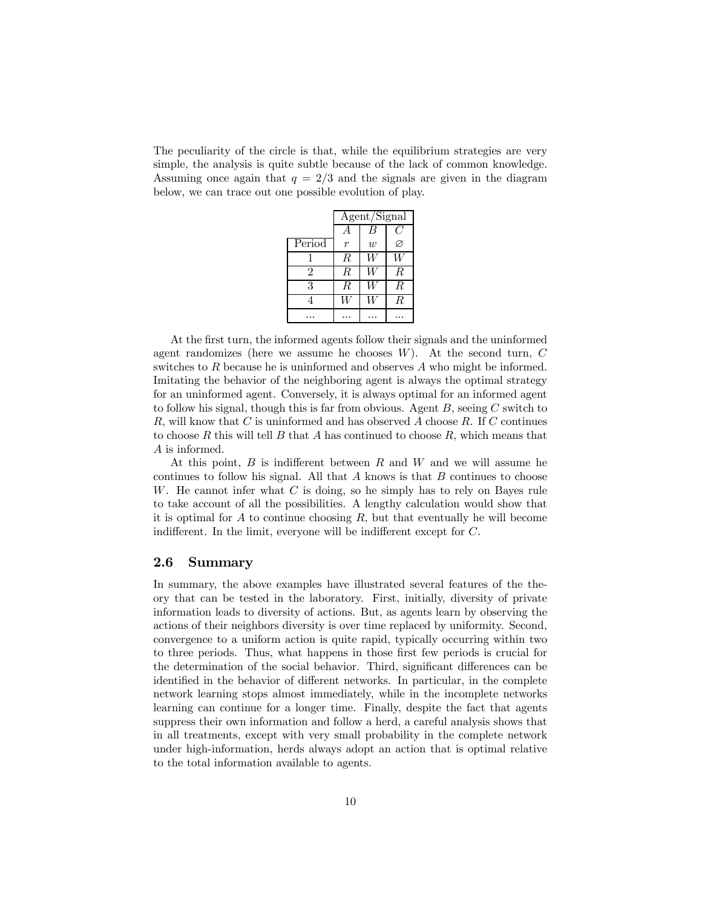The peculiarity of the circle is that, while the equilibrium strategies are very simple, the analysis is quite subtle because of the lack of common knowledge. Assuming once again that $q = 2/3$ and the signals are given in the diagram below, we can trace out one possible evolution of play.

| | Agent/Signal | | |
|---|---|---|---|
| | $A$ | $B$ | $C$ |
| Period | $r$ | $w$ | $\varnothing$ |
| 1 | $R$ | $W$ | $W$ |
| 2 | $R$ | $W$ | $R$ |
| 3 | $R$ | $W$ | $R$ |
| 4 | $W$ | $W$ | $R$ |
| ... | ... | ... | ... |

At the first turn, the informed agents follow their signals and the uninformed agent randomizes (here we assume he chooses $W$). At the second turn, $C$ switches to $R$ because he is uninformed and observes $A$ who might be informed. Imitating the behavior of the neighboring agent is always the optimal strategy for an uninformed agent. Conversely, it is always optimal for an informed agent to follow his signal, though this is far from obvious. Agent $B$, seeing $C$ switch to $R$, will know that $C$ is uninformed and has observed $A$ choose $R$. If $C$ continues to choose $R$ this will tell $B$ that $A$ has continued to choose $R$, which means that $A$ is informed.

At this point, $B$ is indifferent between $R$ and $W$ and we will assume he continues to follow his signal. All that $A$ knows is that $B$ continues to choose $W$. He cannot infer what $C$ is doing, so he simply has to rely on Bayes rule to take account of all the possibilities. A lengthy calculation would show that it is optimal for $A$ to continue choosing $R$, but that eventually he will become indifferent. In the limit, everyone will be indifferent except for $C$.

## 2.6 Summary

In summary, the above examples have illustrated several features of the theory that can be tested in the laboratory. First, initially, diversity of private information leads to diversity of actions. But, as agents learn by observing the actions of their neighbors diversity is over time replaced by uniformity. Second, convergence to a uniform action is quite rapid, typically occurring within two to three periods. Thus, what happens in those first few periods is crucial for the determination of the social behavior. Third, significant differences can be identified in the behavior of different networks. In particular, in the complete network learning stops almost immediately, while in the incomplete networks learning can continue for a longer time. Finally, despite the fact that agents suppress their own information and follow a herd, a careful analysis shows that in all treatments, except with very small probability in the complete network under high-information, herds always adopt an action that is optimal relative to the total information available to agents.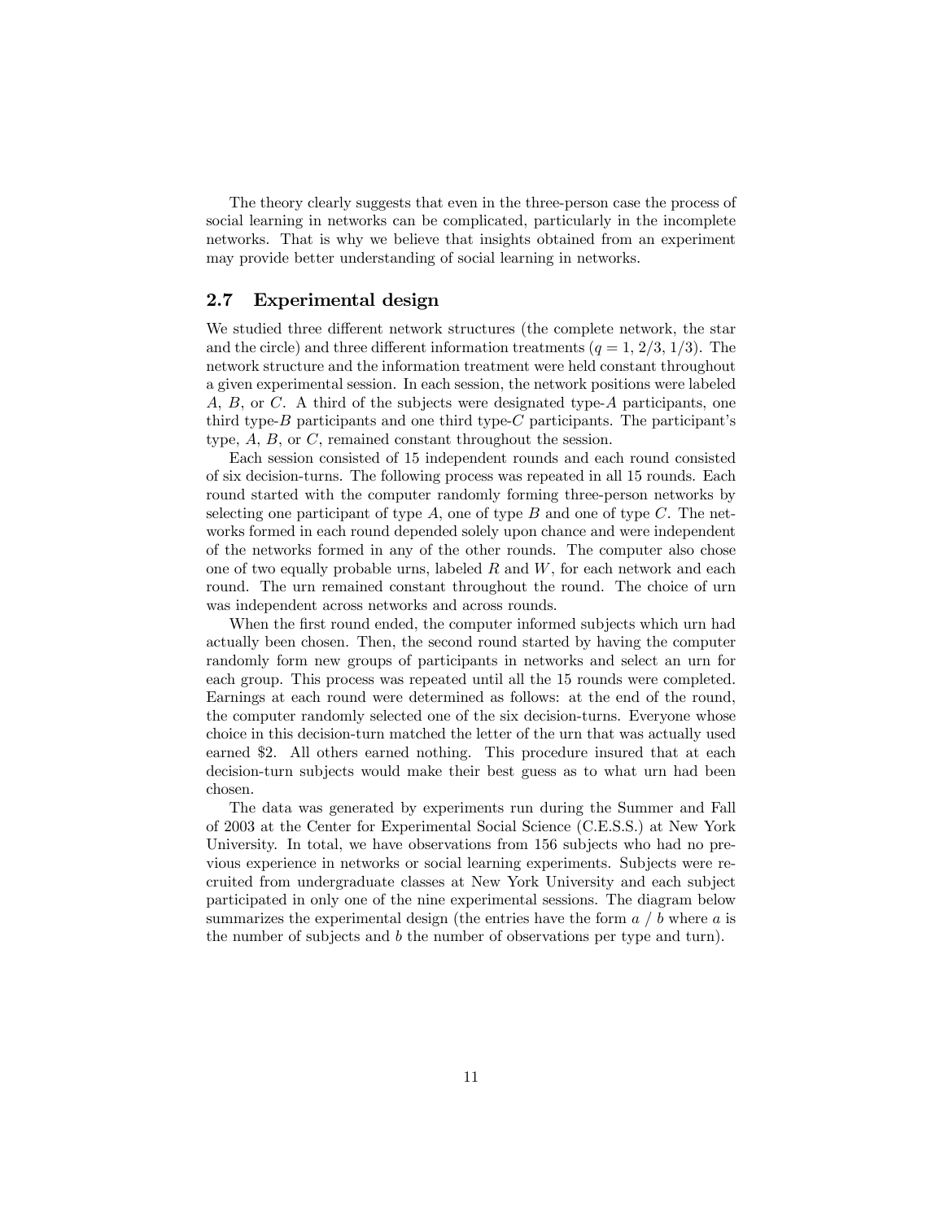The theory clearly suggests that even in the three-person case the process of social learning in networks can be complicated, particularly in the incomplete networks. That is why we believe that insights obtained from an experiment may provide better understanding of social learning in networks.

## 2.7 Experimental design

We studied three different network structures (the complete network, the star and the circle) and three different information treatments ($q = 1$, $2/3$, $1/3$). The network structure and the information treatment were held constant throughout a given experimental session. In each session, the network positions were labeled $A$, $B$, or $C$. A third of the subjects were designated type-$A$ participants, one third type-$B$ participants and one third type-$C$ participants. The participant's type, $A$, $B$, or $C$, remained constant throughout the session.

Each session consisted of 15 independent rounds and each round consisted of six decision-turns. The following process was repeated in all 15 rounds. Each round started with the computer randomly forming three-person networks by selecting one participant of type $A$, one of type $B$ and one of type $C$. The networks formed in each round depended solely upon chance and were independent of the networks formed in any of the other rounds. The computer also chose one of two equally probable urns, labeled $R$ and $W$, for each network and each round. The urn remained constant throughout the round. The choice of urn was independent across networks and across rounds.

When the first round ended, the computer informed subjects which urn had actually been chosen. Then, the second round started by having the computer randomly form new groups of participants in networks and select an urn for each group. This process was repeated until all the 15 rounds were completed. Earnings at each round were determined as follows: at the end of the round, the computer randomly selected one of the six decision-turns. Everyone whose choice in this decision-turn matched the letter of the urn that was actually used earned \$2. All others earned nothing. This procedure insured that at each decision-turn subjects would make their best guess as to what urn had been chosen.

The data was generated by experiments run during the Summer and Fall of 2003 at the Center for Experimental Social Science (C.E.S.S.) at New York University. In total, we have observations from 156 subjects who had no previous experience in networks or social learning experiments. Subjects were recruited from undergraduate classes at New York University and each subject participated in only one of the nine experimental sessions. The diagram below summarizes the experimental design (the entries have the form $a$ / $b$ where $a$ is the number of subjects and $b$ the number of observations per type and turn).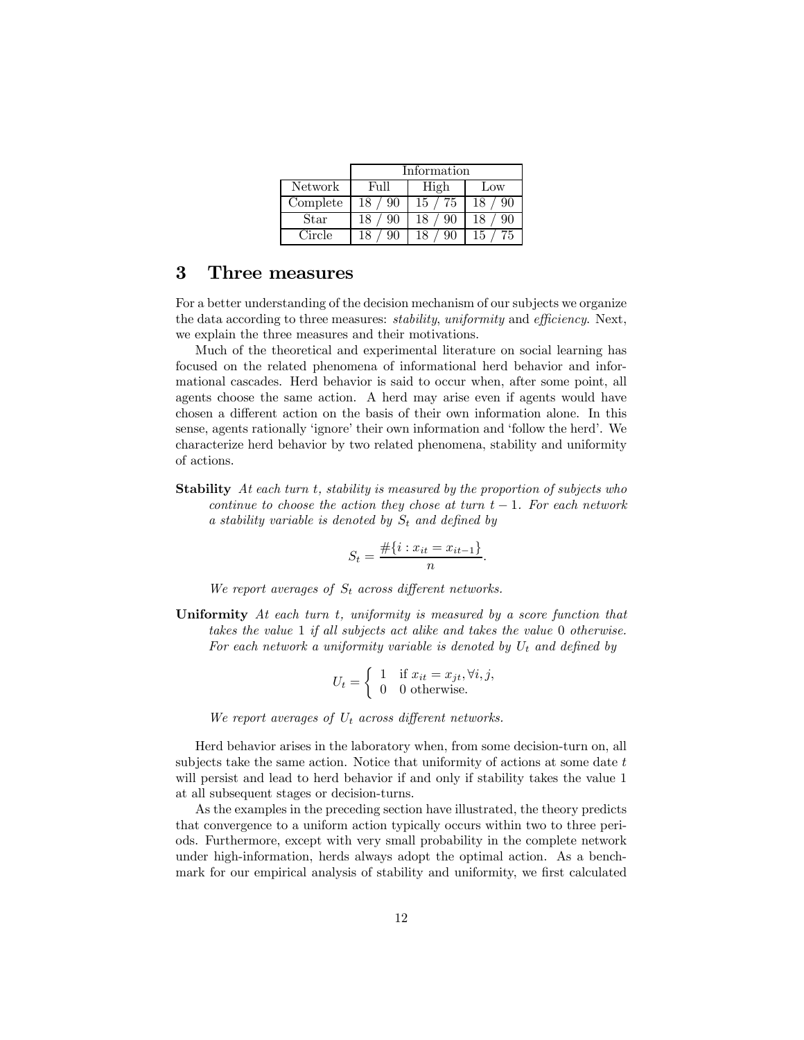| | Information | | |
|---|---|---|---|
| Network | Full | High | Low |
| Complete | 18 / 90 | 15 / 75 | 18 / 90 |
| Star | 18 / 90 | 18 / 90 | 18 / 90 |
| Circle | 18 / 90 | 18 / 90 | 15 / 75 |

# 3 Three measures

For a better understanding of the decision mechanism of our subjects we organize the data according to three measures: *stability*, *uniformity* and *efficiency*. Next, we explain the three measures and their motivations.

Much of the theoretical and experimental literature on social learning has focused on the related phenomena of informational herd behavior and informational cascades. Herd behavior is said to occur when, after some point, all agents choose the same action. A herd may arise even if agents would have chosen a different action on the basis of their own information alone. In this sense, agents rationally 'ignore' their own information and 'follow the herd'. We characterize herd behavior by two related phenomena, stability and uniformity of actions.

**Stability** *At each turn $t$, stability is measured by the proportion of subjects who continue to choose the action they chose at turn $t-1$. For each network a stability variable is denoted by $S_t$ and defined by*

$$S_t = \frac{\#\{i : x_{it} = x_{it-1}\}}{n}.$$

*We report averages of $S_t$ across different networks.*

**Uniformity** *At each turn $t$, uniformity is measured by a score function that takes the value 1 if all subjects act alike and takes the value 0 otherwise. For each network a uniformity variable is denoted by $U_t$ and defined by*

$$U_t = \begin{cases} 1 & \text{if } x_{it} = x_{jt}, \forall i, j, \\ 0 & \text{0 otherwise.} \end{cases}$$

*We report averages of $U_t$ across different networks.*

Herd behavior arises in the laboratory when, from some decision-turn on, all subjects take the same action. Notice that uniformity of actions at some date $t$ will persist and lead to herd behavior if and only if stability takes the value 1 at all subsequent stages or decision-turns.

As the examples in the preceding section have illustrated, the theory predicts that convergence to a uniform action typically occurs within two to three periods. Furthermore, except with very small probability in the complete network under high-information, herds always adopt the optimal action. As a benchmark for our empirical analysis of stability and uniformity, we first calculated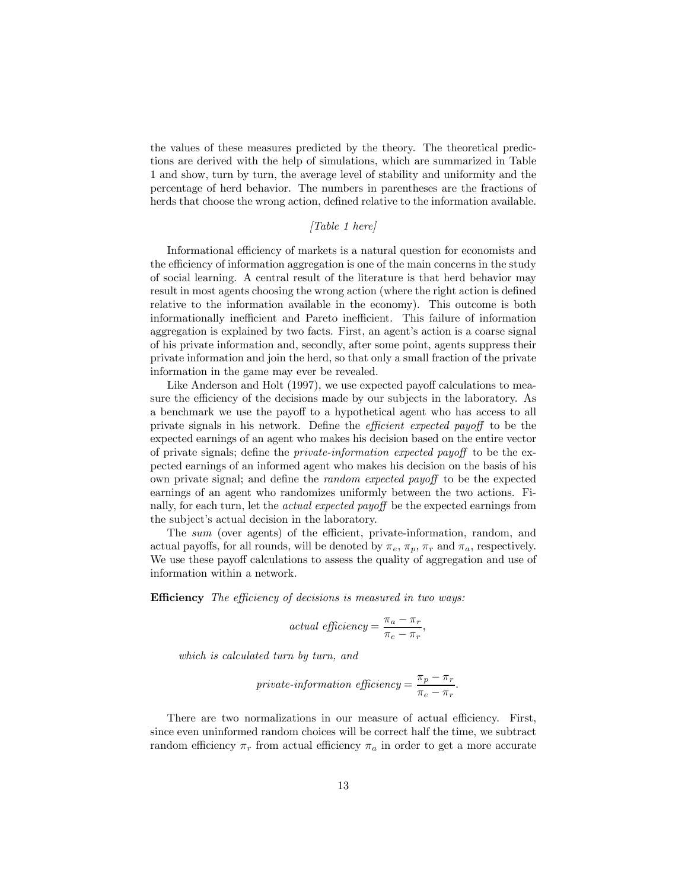the values of these measures predicted by the theory. The theoretical predictions are derived with the help of simulations, which are summarized in Table 1 and show, turn by turn, the average level of stability and uniformity and the percentage of herd behavior. The numbers in parentheses are the fractions of herds that choose the wrong action, defined relative to the information available.

*[Table 1 here]*

Informational efficiency of markets is a natural question for economists and the efficiency of information aggregation is one of the main concerns in the study of social learning. A central result of the literature is that herd behavior may result in most agents choosing the wrong action (where the right action is defined relative to the information available in the economy). This outcome is both informationally inefficient and Pareto inefficient. This failure of information aggregation is explained by two facts. First, an agent's action is a coarse signal of his private information and, secondly, after some point, agents suppress their private information and join the herd, so that only a small fraction of the private information in the game may ever be revealed.

Like Anderson and Holt (1997), we use expected payoff calculations to measure the efficiency of the decisions made by our subjects in the laboratory. As a benchmark we use the payoff to a hypothetical agent who has access to all private signals in his network. Define the *efficient expected payoff* to be the expected earnings of an agent who makes his decision based on the entire vector of private signals; define the *private-information expected payoff* to be the expected earnings of an informed agent who makes his decision on the basis of his own private signal; and define the *random expected payoff* to be the expected earnings of an agent who randomizes uniformly between the two actions. Finally, for each turn, let the *actual expected payoff* be the expected earnings from the subject's actual decision in the laboratory.

The *sum* (over agents) of the efficient, private-information, random, and actual payoffs, for all rounds, will be denoted by $\pi_e$, $\pi_p$, $\pi_r$ and $\pi_a$, respectively. We use these payoff calculations to assess the quality of aggregation and use of information within a network.

**Efficiency** *The efficiency of decisions is measured in two ways:*

$$\textit{actual efficiency} = \frac{\pi_a - \pi_r}{\pi_e - \pi_r},$$

*which is calculated turn by turn, and*

$$\textit{private-information efficiency} = \frac{\pi_p - \pi_r}{\pi_e - \pi_r}.$$

There are two normalizations in our measure of actual efficiency. First, since even uninformed random choices will be correct half the time, we subtract random efficiency $\pi_r$ from actual efficiency $\pi_a$ in order to get a more accurate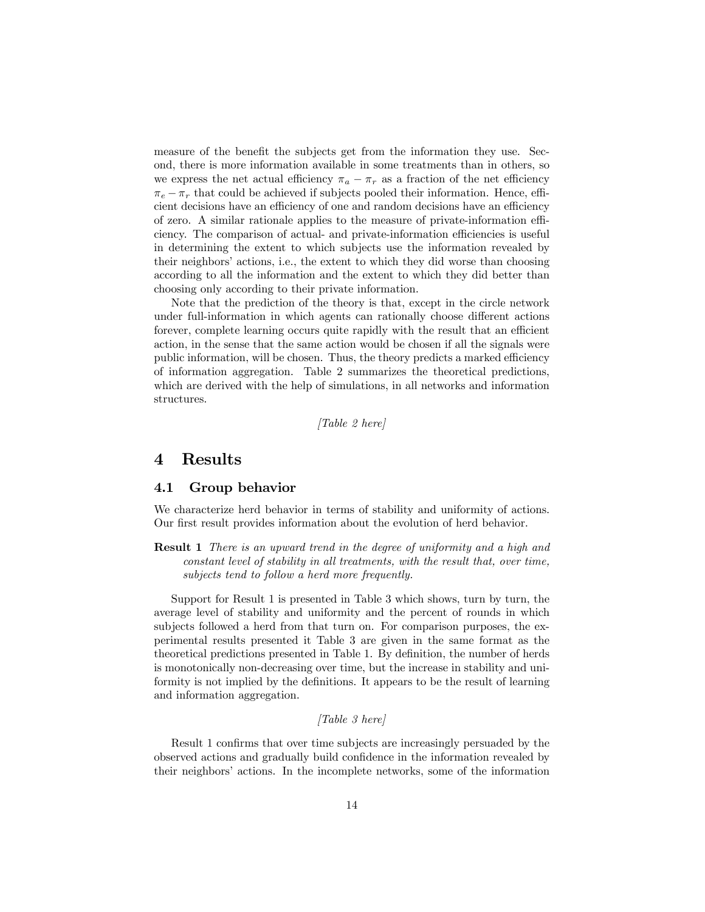measure of the benefit the subjects get from the information they use. Second, there is more information available in some treatments than in others, so we express the net actual efficiency $\pi_a - \pi_r$ as a fraction of the net efficiency $\pi_e - \pi_r$ that could be achieved if subjects pooled their information. Hence, efficient decisions have an efficiency of one and random decisions have an efficiency of zero. A similar rationale applies to the measure of private-information efficiency. The comparison of actual- and private-information efficiencies is useful in determining the extent to which subjects use the information revealed by their neighbors' actions, i.e., the extent to which they did worse than choosing according to all the information and the extent to which they did better than choosing only according to their private information.

Note that the prediction of the theory is that, except in the circle network under full-information in which agents can rationally choose different actions forever, complete learning occurs quite rapidly with the result that an efficient action, in the sense that the same action would be chosen if all the signals were public information, will be chosen. Thus, the theory predicts a marked efficiency of information aggregation. Table 2 summarizes the theoretical predictions, which are derived with the help of simulations, in all networks and information structures.

*[Table 2 here]*

# 4 Results

## 4.1 Group behavior

We characterize herd behavior in terms of stability and uniformity of actions. Our first result provides information about the evolution of herd behavior.

**Result 1** *There is an upward trend in the degree of uniformity and a high and constant level of stability in all treatments, with the result that, over time, subjects tend to follow a herd more frequently.*

Support for Result 1 is presented in Table 3 which shows, turn by turn, the average level of stability and uniformity and the percent of rounds in which subjects followed a herd from that turn on. For comparison purposes, the experimental results presented it Table 3 are given in the same format as the theoretical predictions presented in Table 1. By definition, the number of herds is monotonically non-decreasing over time, but the increase in stability and uniformity is not implied by the definitions. It appears to be the result of learning and information aggregation.

*[Table 3 here]*

Result 1 confirms that over time subjects are increasingly persuaded by the observed actions and gradually build confidence in the information revealed by their neighbors' actions. In the incomplete networks, some of the information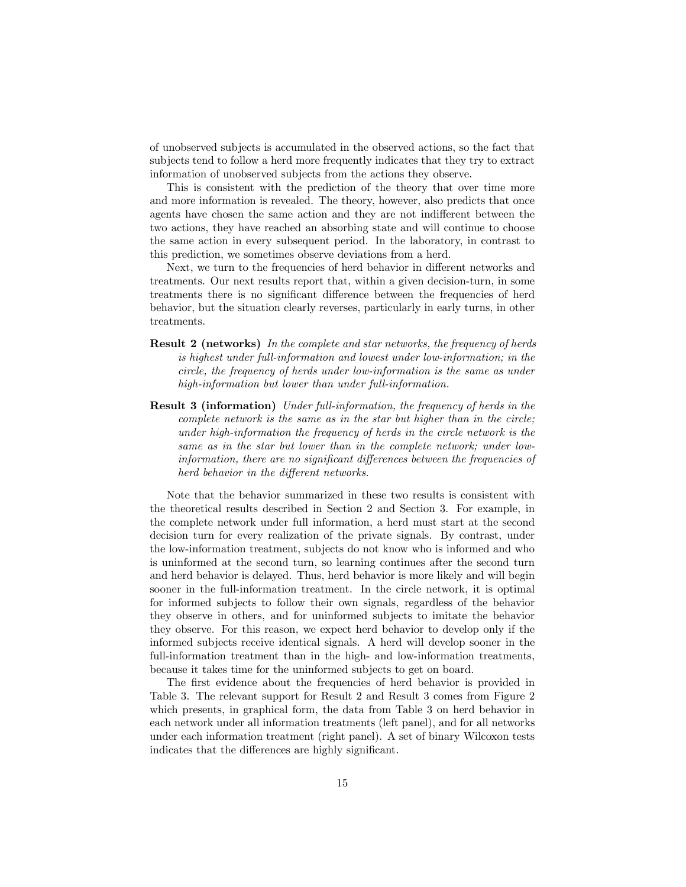of unobserved subjects is accumulated in the observed actions, so the fact that subjects tend to follow a herd more frequently indicates that they try to extract information of unobserved subjects from the actions they observe.

This is consistent with the prediction of the theory that over time more and more information is revealed. The theory, however, also predicts that once agents have chosen the same action and they are not indifferent between the two actions, they have reached an absorbing state and will continue to choose the same action in every subsequent period. In the laboratory, in contrast to this prediction, we sometimes observe deviations from a herd.

Next, we turn to the frequencies of herd behavior in different networks and treatments. Our next results report that, within a given decision-turn, in some treatments there is no significant difference between the frequencies of herd behavior, but the situation clearly reverses, particularly in early turns, in other treatments.

**Result 2 (networks)** *In the complete and star networks, the frequency of herds is highest under full-information and lowest under low-information; in the circle, the frequency of herds under low-information is the same as under high-information but lower than under full-information.*

**Result 3 (information)** *Under full-information, the frequency of herds in the complete network is the same as in the star but higher than in the circle; under high-information the frequency of herds in the circle network is the same as in the star but lower than in the complete network; under low-information, there are no significant differences between the frequencies of herd behavior in the different networks.*

Note that the behavior summarized in these two results is consistent with the theoretical results described in Section 2 and Section 3. For example, in the complete network under full information, a herd must start at the second decision turn for every realization of the private signals. By contrast, under the low-information treatment, subjects do not know who is informed and who is uninformed at the second turn, so learning continues after the second turn and herd behavior is delayed. Thus, herd behavior is more likely and will begin sooner in the full-information treatment. In the circle network, it is optimal for informed subjects to follow their own signals, regardless of the behavior they observe in others, and for uninformed subjects to imitate the behavior they observe. For this reason, we expect herd behavior to develop only if the informed subjects receive identical signals. A herd will develop sooner in the full-information treatment than in the high- and low-information treatments, because it takes time for the uninformed subjects to get on board.

The first evidence about the frequencies of herd behavior is provided in Table 3. The relevant support for Result 2 and Result 3 comes from Figure 2 which presents, in graphical form, the data from Table 3 on herd behavior in each network under all information treatments (left panel), and for all networks under each information treatment (right panel). A set of binary Wilcoxon tests indicates that the differences are highly significant.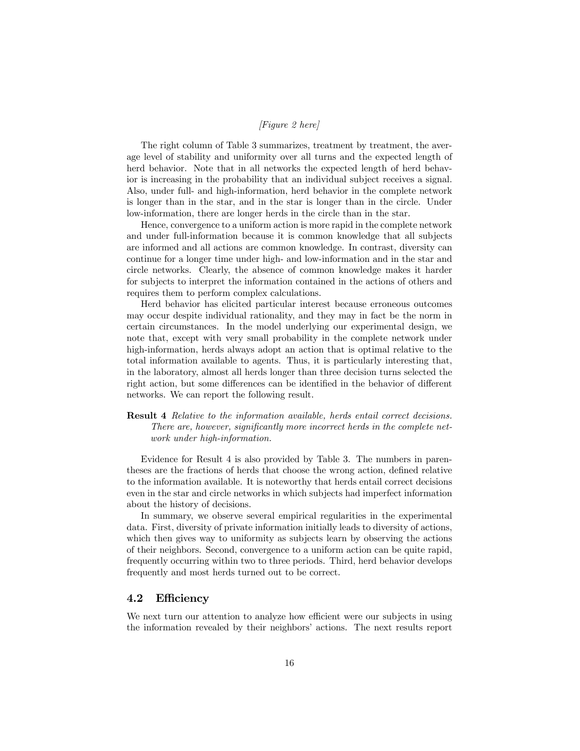*[Figure 2 here]*

The right column of Table 3 summarizes, treatment by treatment, the average level of stability and uniformity over all turns and the expected length of herd behavior. Note that in all networks the expected length of herd behavior is increasing in the probability that an individual subject receives a signal. Also, under full- and high-information, herd behavior in the complete network is longer than in the star, and in the star is longer than in the circle. Under low-information, there are longer herds in the circle than in the star.

Hence, convergence to a uniform action is more rapid in the complete network and under full-information because it is common knowledge that all subjects are informed and all actions are common knowledge. In contrast, diversity can continue for a longer time under high- and low-information and in the star and circle networks. Clearly, the absence of common knowledge makes it harder for subjects to interpret the information contained in the actions of others and requires them to perform complex calculations.

Herd behavior has elicited particular interest because erroneous outcomes may occur despite individual rationality, and they may in fact be the norm in certain circumstances. In the model underlying our experimental design, we note that, except with very small probability in the complete network under high-information, herds always adopt an action that is optimal relative to the total information available to agents. Thus, it is particularly interesting that, in the laboratory, almost all herds longer than three decision turns selected the right action, but some differences can be identified in the behavior of different networks. We can report the following result.

**Result 4** *Relative to the information available, herds entail correct decisions. There are, however, significantly more incorrect herds in the complete network under high-information.*

Evidence for Result 4 is also provided by Table 3. The numbers in parentheses are the fractions of herds that choose the wrong action, defined relative to the information available. It is noteworthy that herds entail correct decisions even in the star and circle networks in which subjects had imperfect information about the history of decisions.

In summary, we observe several empirical regularities in the experimental data. First, diversity of private information initially leads to diversity of actions, which then gives way to uniformity as subjects learn by observing the actions of their neighbors. Second, convergence to a uniform action can be quite rapid, frequently occurring within two to three periods. Third, herd behavior develops frequently and most herds turned out to be correct.

## 4.2 Efficiency

We next turn our attention to analyze how efficient were our subjects in using the information revealed by their neighbors' actions. The next results report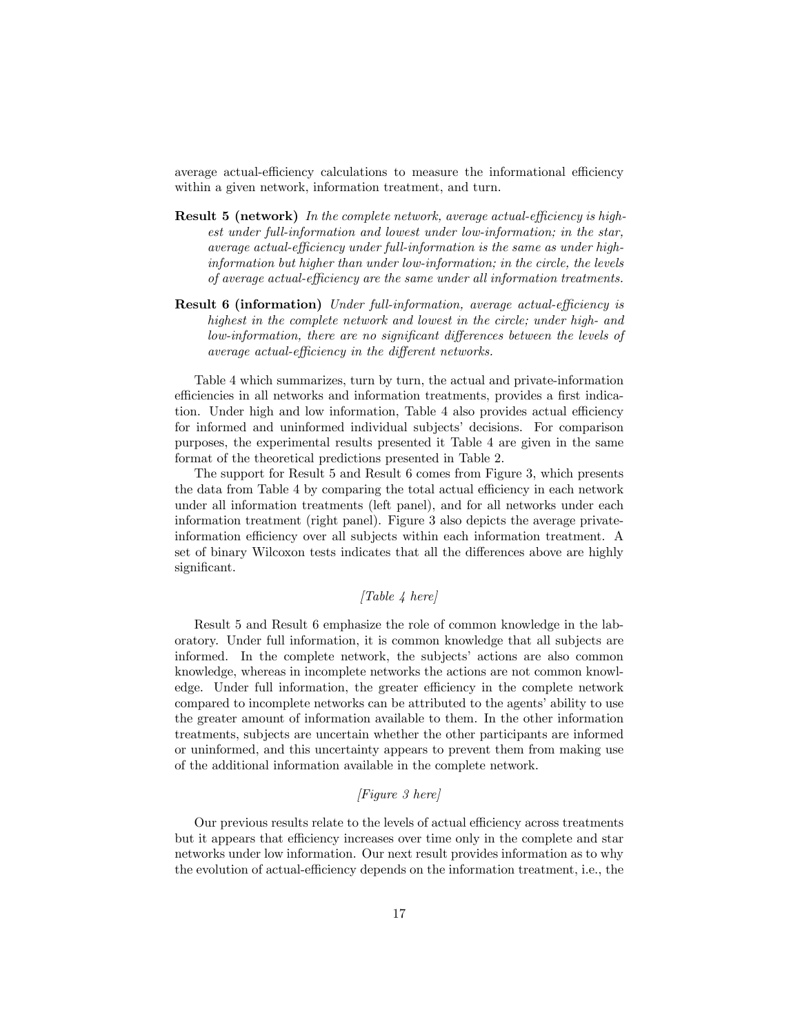average actual-efficiency calculations to measure the informational efficiency within a given network, information treatment, and turn.

**Result 5 (network)** *In the complete network, average actual-efficiency is highest under full-information and lowest under low-information; in the star, average actual-efficiency under full-information is the same as under high-information but higher than under low-information; in the circle, the levels of average actual-efficiency are the same under all information treatments.*

**Result 6 (information)** *Under full-information, average actual-efficiency is highest in the complete network and lowest in the circle; under high- and low-information, there are no significant differences between the levels of average actual-efficiency in the different networks.*

Table 4 which summarizes, turn by turn, the actual and private-information efficiencies in all networks and information treatments, provides a first indication. Under high and low information, Table 4 also provides actual efficiency for informed and uninformed individual subjects' decisions. For comparison purposes, the experimental results presented it Table 4 are given in the same format of the theoretical predictions presented in Table 2.

The support for Result 5 and Result 6 comes from Figure 3, which presents the data from Table 4 by comparing the total actual efficiency in each network under all information treatments (left panel), and for all networks under each information treatment (right panel). Figure 3 also depicts the average private-information efficiency over all subjects within each information treatment. A set of binary Wilcoxon tests indicates that all the differences above are highly significant.

*[Table 4 here]*

Result 5 and Result 6 emphasize the role of common knowledge in the laboratory. Under full information, it is common knowledge that all subjects are informed. In the complete network, the subjects' actions are also common knowledge, whereas in incomplete networks the actions are not common knowledge. Under full information, the greater efficiency in the complete network compared to incomplete networks can be attributed to the agents' ability to use the greater amount of information available to them. In the other information treatments, subjects are uncertain whether the other participants are informed or uninformed, and this uncertainty appears to prevent them from making use of the additional information available in the complete network.

*[Figure 3 here]*

Our previous results relate to the levels of actual efficiency across treatments but it appears that efficiency increases over time only in the complete and star networks under low information. Our next result provides information as to why the evolution of actual-efficiency depends on the information treatment, i.e., the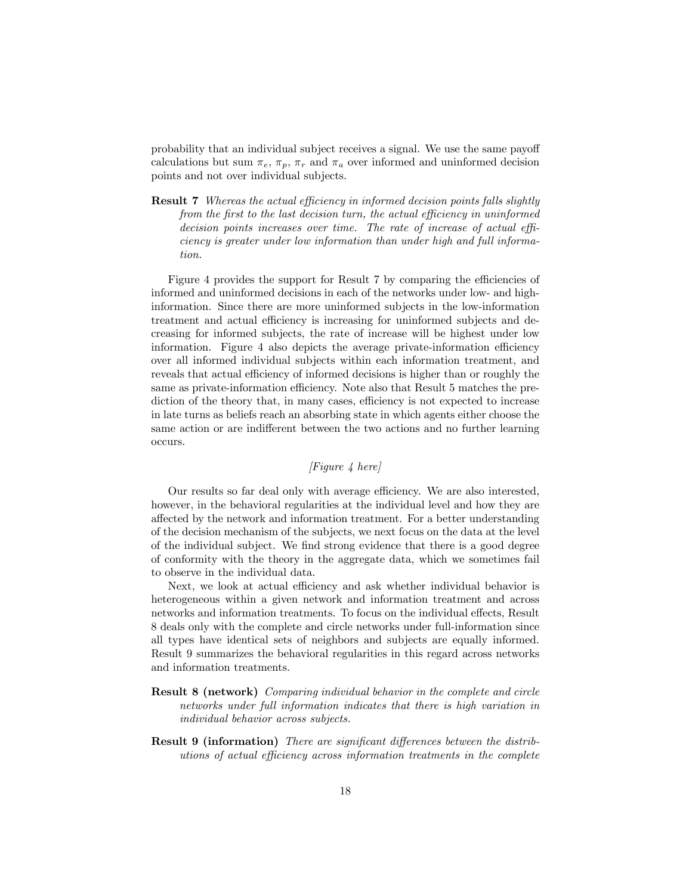probability that an individual subject receives a signal. We use the same payoff calculations but sum $\pi_e$, $\pi_p$, $\pi_r$ and $\pi_a$ over informed and uninformed decision points and not over individual subjects.

**Result 7** *Whereas the actual efficiency in informed decision points falls slightly from the first to the last decision turn, the actual efficiency in uninformed decision points increases over time. The rate of increase of actual efficiency is greater under low information than under high and full information.*

Figure 4 provides the support for Result 7 by comparing the efficiencies of informed and uninformed decisions in each of the networks under low- and high-information. Since there are more uninformed subjects in the low-information treatment and actual efficiency is increasing for uninformed subjects and decreasing for informed subjects, the rate of increase will be highest under low information. Figure 4 also depicts the average private-information efficiency over all informed individual subjects within each information treatment, and reveals that actual efficiency of informed decisions is higher than or roughly the same as private-information efficiency. Note also that Result 5 matches the prediction of the theory that, in many cases, efficiency is not expected to increase in late turns as beliefs reach an absorbing state in which agents either choose the same action or are indifferent between the two actions and no further learning occurs.

*[Figure 4 here]*

Our results so far deal only with average efficiency. We are also interested, however, in the behavioral regularities at the individual level and how they are affected by the network and information treatment. For a better understanding of the decision mechanism of the subjects, we next focus on the data at the level of the individual subject. We find strong evidence that there is a good degree of conformity with the theory in the aggregate data, which we sometimes fail to observe in the individual data.

Next, we look at actual efficiency and ask whether individual behavior is heterogeneous within a given network and information treatment and across networks and information treatments. To focus on the individual effects, Result 8 deals only with the complete and circle networks under full-information since all types have identical sets of neighbors and subjects are equally informed. Result 9 summarizes the behavioral regularities in this regard across networks and information treatments.

**Result 8 (network)** *Comparing individual behavior in the complete and circle networks under full information indicates that there is high variation in individual behavior across subjects.*

**Result 9 (information)** *There are significant differences between the distributions of actual efficiency across information treatments in the complete*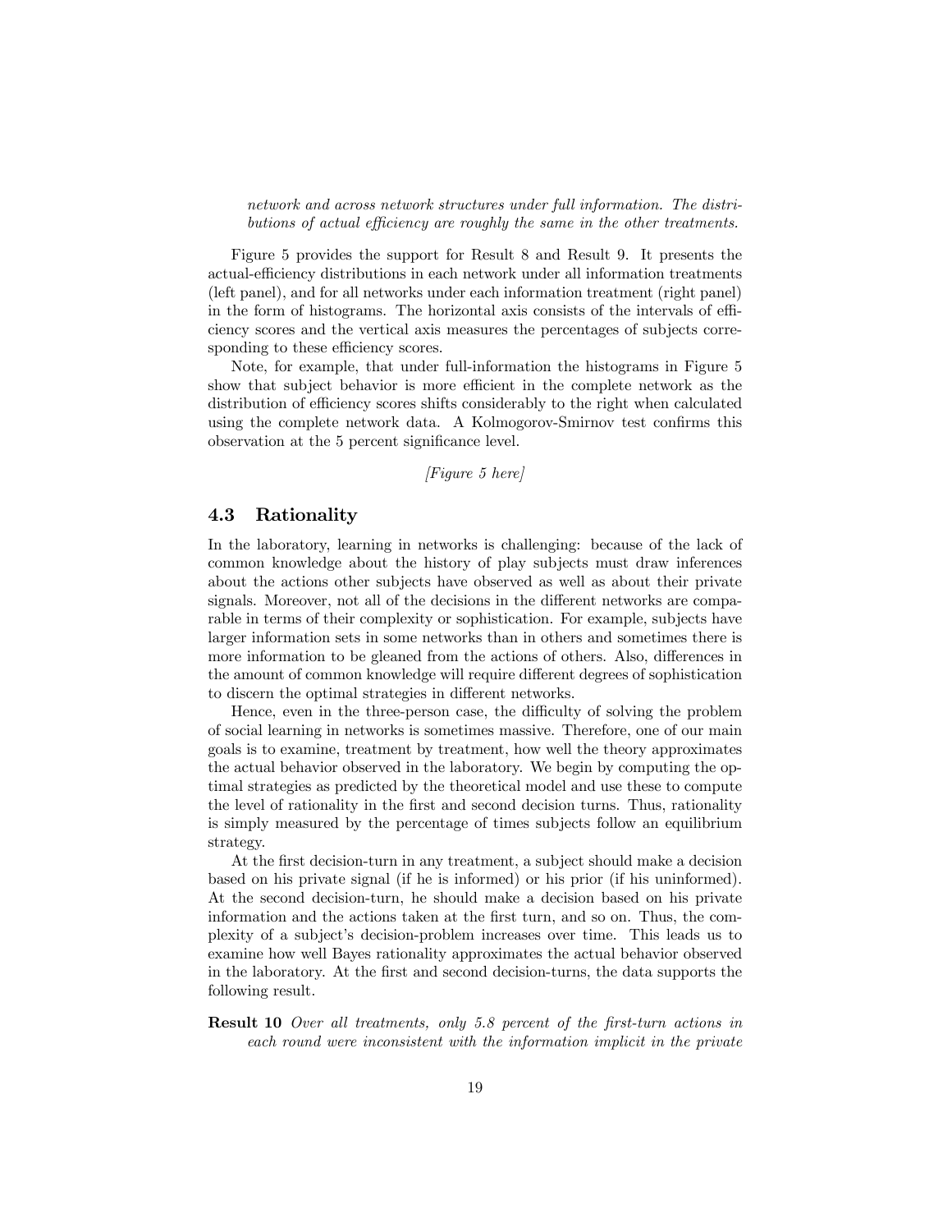*network and across network structures under full information. The distributions of actual efficiency are roughly the same in the other treatments.*

Figure 5 provides the support for Result 8 and Result 9. It presents the actual-efficiency distributions in each network under all information treatments (left panel), and for all networks under each information treatment (right panel) in the form of histograms. The horizontal axis consists of the intervals of efficiency scores and the vertical axis measures the percentages of subjects corresponding to these efficiency scores.

Note, for example, that under full-information the histograms in Figure 5 show that subject behavior is more efficient in the complete network as the distribution of efficiency scores shifts considerably to the right when calculated using the complete network data. A Kolmogorov-Smirnov test confirms this observation at the 5 percent significance level.

*[Figure 5 here]*

## 4.3 Rationality

In the laboratory, learning in networks is challenging: because of the lack of common knowledge about the history of play subjects must draw inferences about the actions other subjects have observed as well as about their private signals. Moreover, not all of the decisions in the different networks are comparable in terms of their complexity or sophistication. For example, subjects have larger information sets in some networks than in others and sometimes there is more information to be gleaned from the actions of others. Also, differences in the amount of common knowledge will require different degrees of sophistication to discern the optimal strategies in different networks.

Hence, even in the three-person case, the difficulty of solving the problem of social learning in networks is sometimes massive. Therefore, one of our main goals is to examine, treatment by treatment, how well the theory approximates the actual behavior observed in the laboratory. We begin by computing the optimal strategies as predicted by the theoretical model and use these to compute the level of rationality in the first and second decision turns. Thus, rationality is simply measured by the percentage of times subjects follow an equilibrium strategy.

At the first decision-turn in any treatment, a subject should make a decision based on his private signal (if he is informed) or his prior (if his uninformed). At the second decision-turn, he should make a decision based on his private information and the actions taken at the first turn, and so on. Thus, the complexity of a subject's decision-problem increases over time. This leads us to examine how well Bayes rationality approximates the actual behavior observed in the laboratory. At the first and second decision-turns, the data supports the following result.

**Result 10** *Over all treatments, only 5.8 percent of the first-turn actions in each round were inconsistent with the information implicit in the private*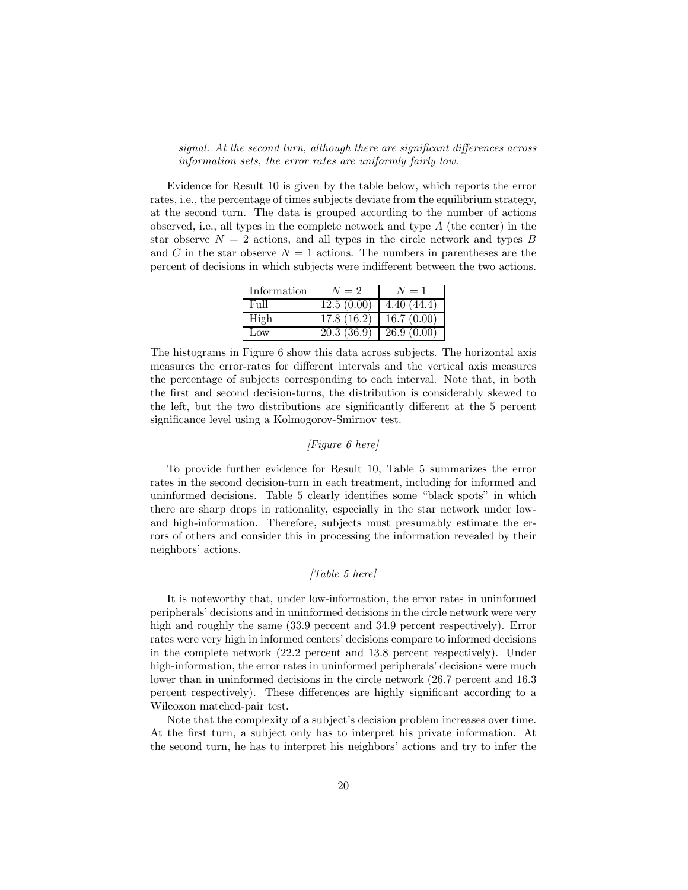*signal. At the second turn, although there are significant differences across information sets, the error rates are uniformly fairly low.*

Evidence for Result 10 is given by the table below, which reports the error rates, i.e., the percentage of times subjects deviate from the equilibrium strategy, at the second turn. The data is grouped according to the number of actions observed, i.e., all types in the complete network and type $A$ (the center) in the star observe $N = 2$ actions, and all types in the circle network and types $B$ and $C$ in the star observe $N = 1$ actions. The numbers in parentheses are the percent of decisions in which subjects were indifferent between the two actions.

| Information | $N = 2$ | $N = 1$ |
|---|---|---|
| Full | 12.5 (0.00) | 4.40 (44.4) |
| High | 17.8 (16.2) | 16.7 (0.00) |
| Low | 20.3 (36.9) | 26.9 (0.00) |

The histograms in Figure 6 show this data across subjects. The horizontal axis measures the error-rates for different intervals and the vertical axis measures the percentage of subjects corresponding to each interval. Note that, in both the first and second decision-turns, the distribution is considerably skewed to the left, but the two distributions are significantly different at the 5 percent significance level using a Kolmogorov-Smirnov test.

*[Figure 6 here]*

To provide further evidence for Result 10, Table 5 summarizes the error rates in the second decision-turn in each treatment, including for informed and uninformed decisions. Table 5 clearly identifies some "black spots" in which there are sharp drops in rationality, especially in the star network under low- and high-information. Therefore, subjects must presumably estimate the errors of others and consider this in processing the information revealed by their neighbors' actions.

*[Table 5 here]*

It is noteworthy that, under low-information, the error rates in uninformed peripherals' decisions and in uninformed decisions in the circle network were very high and roughly the same (33.9 percent and 34.9 percent respectively). Error rates were very high in informed centers' decisions compare to informed decisions in the complete network (22.2 percent and 13.8 percent respectively). Under high-information, the error rates in uninformed peripherals' decisions were much lower than in uninformed decisions in the circle network (26.7 percent and 16.3 percent respectively). These differences are highly significant according to a Wilcoxon matched-pair test.

Note that the complexity of a subject's decision problem increases over time. At the first turn, a subject only has to interpret his private information. At the second turn, he has to interpret his neighbors' actions and try to infer the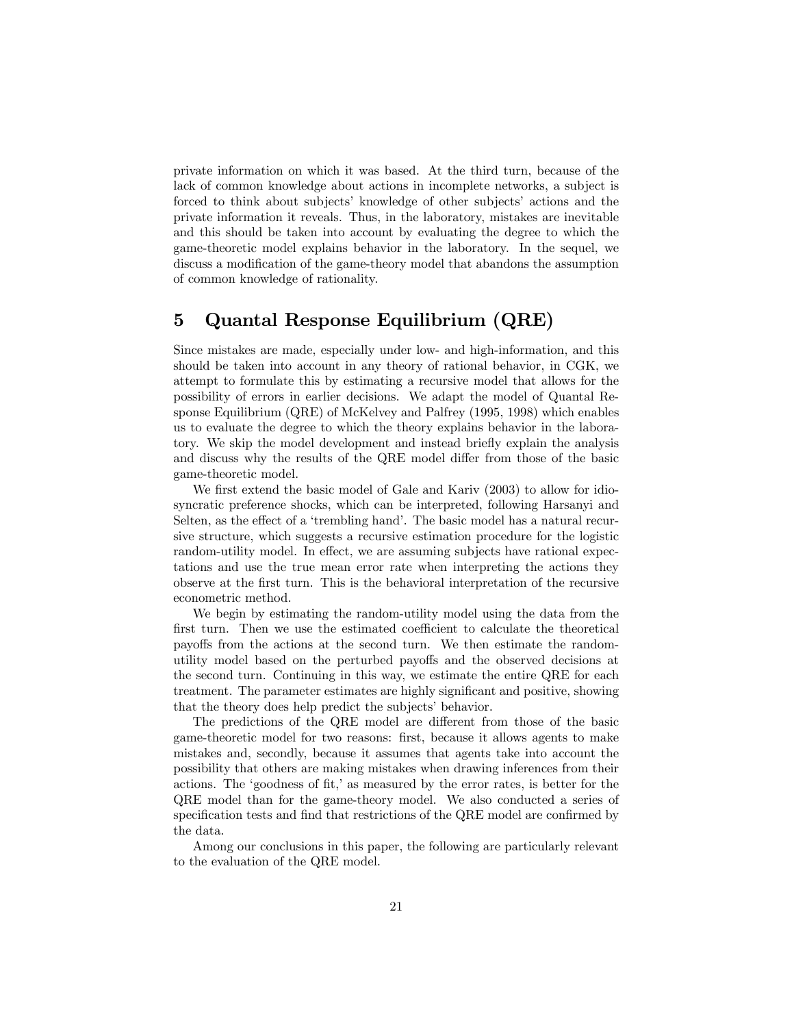private information on which it was based. At the third turn, because of the lack of common knowledge about actions in incomplete networks, a subject is forced to think about subjects' knowledge of other subjects' actions and the private information it reveals. Thus, in the laboratory, mistakes are inevitable and this should be taken into account by evaluating the degree to which the game-theoretic model explains behavior in the laboratory. In the sequel, we discuss a modification of the game-theory model that abandons the assumption of common knowledge of rationality.

# 5 Quantal Response Equilibrium (QRE)

Since mistakes are made, especially under low- and high-information, and this should be taken into account in any theory of rational behavior, in CGK, we attempt to formulate this by estimating a recursive model that allows for the possibility of errors in earlier decisions. We adapt the model of Quantal Response Equilibrium (QRE) of McKelvey and Palfrey (1995, 1998) which enables us to evaluate the degree to which the theory explains behavior in the laboratory. We skip the model development and instead briefly explain the analysis and discuss why the results of the QRE model differ from those of the basic game-theoretic model.

We first extend the basic model of Gale and Kariv (2003) to allow for idiosyncratic preference shocks, which can be interpreted, following Harsanyi and Selten, as the effect of a 'trembling hand'. The basic model has a natural recursive structure, which suggests a recursive estimation procedure for the logistic random-utility model. In effect, we are assuming subjects have rational expectations and use the true mean error rate when interpreting the actions they observe at the first turn. This is the behavioral interpretation of the recursive econometric method.

We begin by estimating the random-utility model using the data from the first turn. Then we use the estimated coefficient to calculate the theoretical payoffs from the actions at the second turn. We then estimate the random-utility model based on the perturbed payoffs and the observed decisions at the second turn. Continuing in this way, we estimate the entire QRE for each treatment. The parameter estimates are highly significant and positive, showing that the theory does help predict the subjects' behavior.

The predictions of the QRE model are different from those of the basic game-theoretic model for two reasons: first, because it allows agents to make mistakes and, secondly, because it assumes that agents take into account the possibility that others are making mistakes when drawing inferences from their actions. The 'goodness of fit,' as measured by the error rates, is better for the QRE model than for the game-theory model. We also conducted a series of specification tests and find that restrictions of the QRE model are confirmed by the data.

Among our conclusions in this paper, the following are particularly relevant to the evaluation of the QRE model.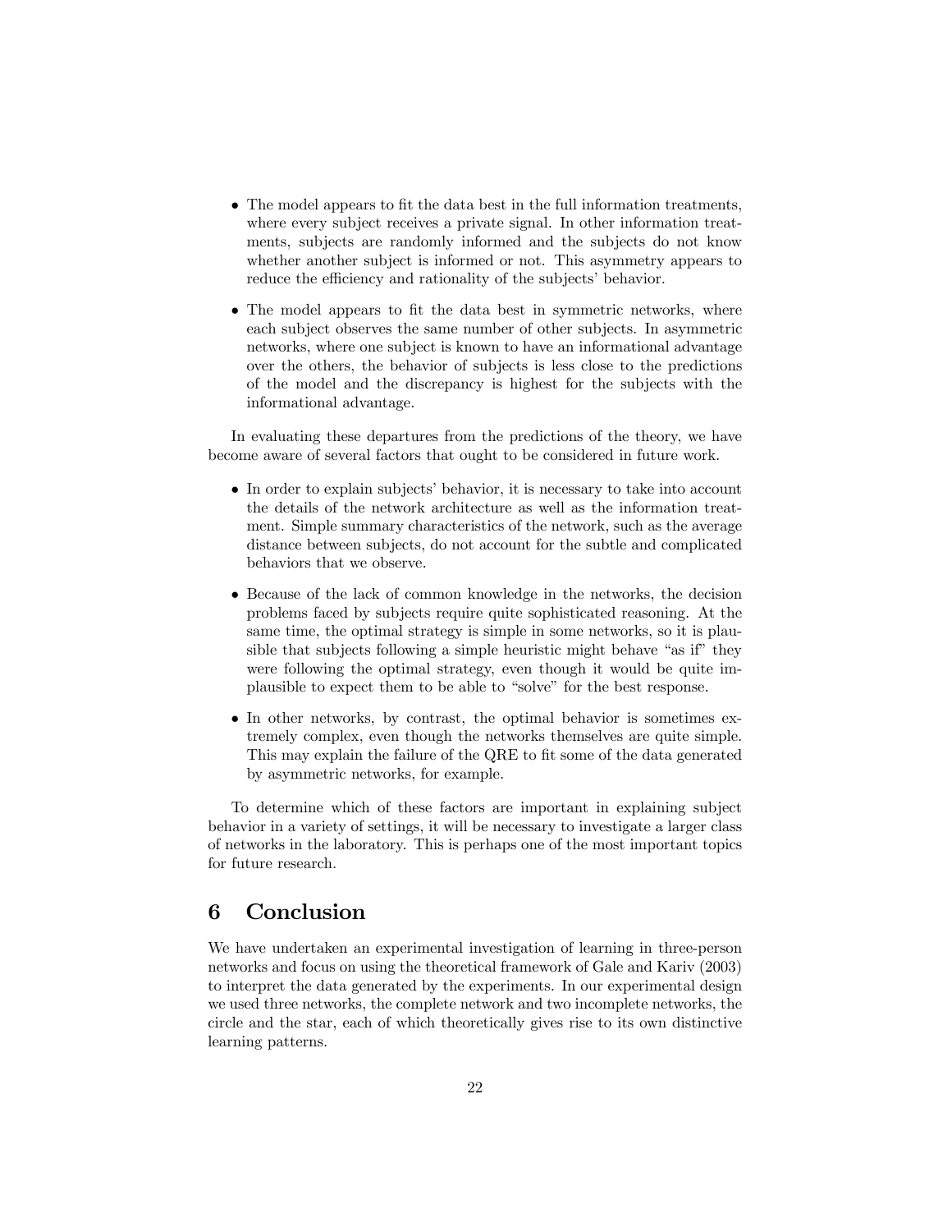- The model appears to fit the data best in the full information treatments, where every subject receives a private signal. In other information treatments, subjects are randomly informed and the subjects do not know whether another subject is informed or not. This asymmetry appears to reduce the efficiency and rationality of the subjects' behavior.

- The model appears to fit the data best in symmetric networks, where each subject observes the same number of other subjects. In asymmetric networks, where one subject is known to have an informational advantage over the others, the behavior of subjects is less close to the predictions of the model and the discrepancy is highest for the subjects with the informational advantage.

In evaluating these departures from the predictions of the theory, we have become aware of several factors that ought to be considered in future work.

- In order to explain subjects' behavior, it is necessary to take into account the details of the network architecture as well as the information treatment. Simple summary characteristics of the network, such as the average distance between subjects, do not account for the subtle and complicated behaviors that we observe.

- Because of the lack of common knowledge in the networks, the decision problems faced by subjects require quite sophisticated reasoning. At the same time, the optimal strategy is simple in some networks, so it is plausible that subjects following a simple heuristic might behave "as if" they were following the optimal strategy, even though it would be quite implausible to expect them to be able to "solve" for the best response.

- In other networks, by contrast, the optimal behavior is sometimes extremely complex, even though the networks themselves are quite simple. This may explain the failure of the QRE to fit some of the data generated by asymmetric networks, for example.

To determine which of these factors are important in explaining subject behavior in a variety of settings, it will be necessary to investigate a larger class of networks in the laboratory. This is perhaps one of the most important topics for future research.

# 6 Conclusion

We have undertaken an experimental investigation of learning in three-person networks and focus on using the theoretical framework of Gale and Kariv (2003) to interpret the data generated by the experiments. In our experimental design we used three networks, the complete network and two incomplete networks, the circle and the star, each of which theoretically gives rise to its own distinctive learning patterns.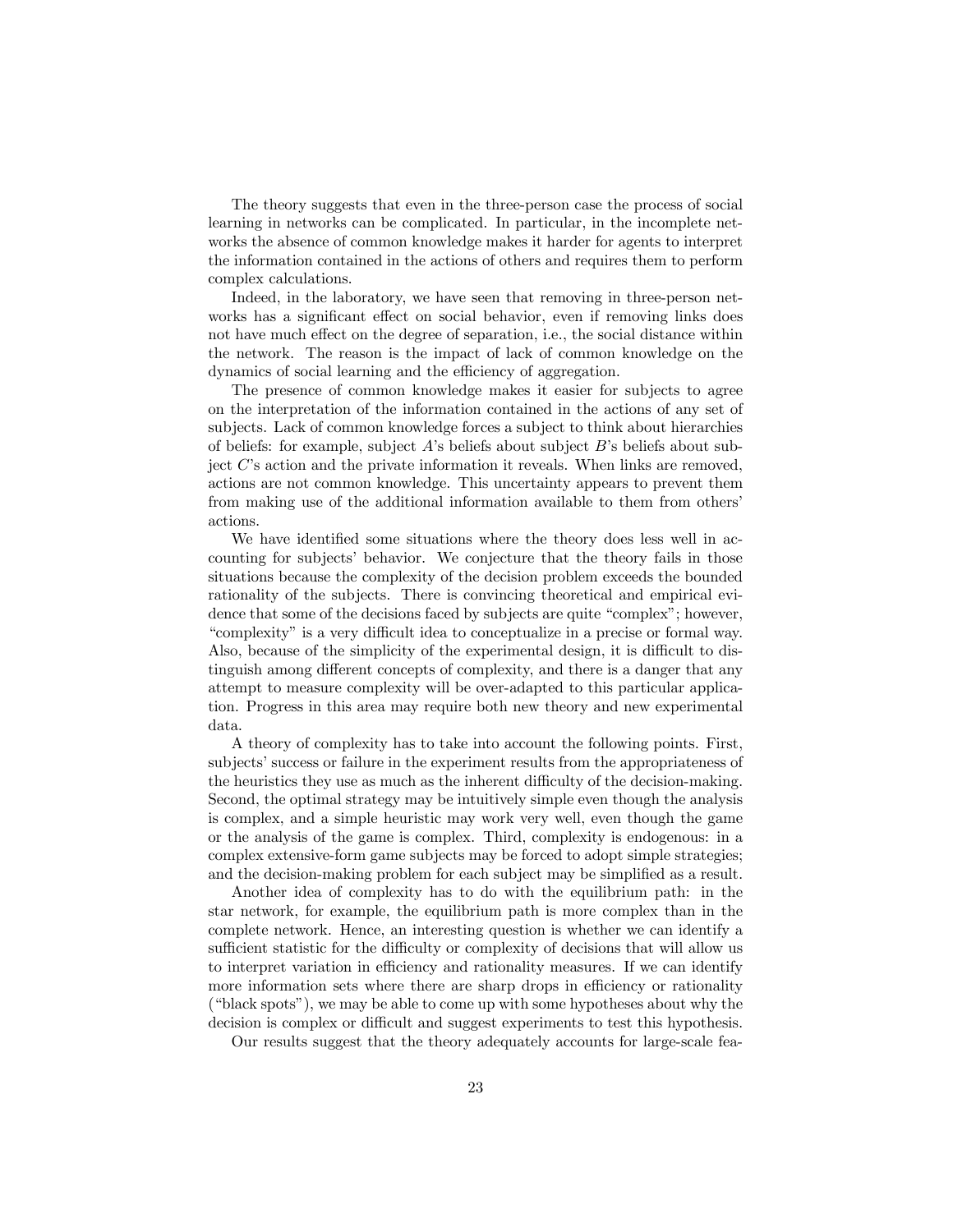The theory suggests that even in the three-person case the process of social learning in networks can be complicated. In particular, in the incomplete networks the absence of common knowledge makes it harder for agents to interpret the information contained in the actions of others and requires them to perform complex calculations.

Indeed, in the laboratory, we have seen that removing in three-person networks has a significant effect on social behavior, even if removing links does not have much effect on the degree of separation, i.e., the social distance within the network. The reason is the impact of lack of common knowledge on the dynamics of social learning and the efficiency of aggregation.

The presence of common knowledge makes it easier for subjects to agree on the interpretation of the information contained in the actions of any set of subjects. Lack of common knowledge forces a subject to think about hierarchies of beliefs: for example, subject $A$'s beliefs about subject $B$'s beliefs about subject $C$'s action and the private information it reveals. When links are removed, actions are not common knowledge. This uncertainty appears to prevent them from making use of the additional information available to them from others' actions.

We have identified some situations where the theory does less well in accounting for subjects' behavior. We conjecture that the theory fails in those situations because the complexity of the decision problem exceeds the bounded rationality of the subjects. There is convincing theoretical and empirical evidence that some of the decisions faced by subjects are quite "complex"; however, "complexity" is a very difficult idea to conceptualize in a precise or formal way. Also, because of the simplicity of the experimental design, it is difficult to distinguish among different concepts of complexity, and there is a danger that any attempt to measure complexity will be over-adapted to this particular application. Progress in this area may require both new theory and new experimental data.

A theory of complexity has to take into account the following points. First, subjects' success or failure in the experiment results from the appropriateness of the heuristics they use as much as the inherent difficulty of the decision-making. Second, the optimal strategy may be intuitively simple even though the analysis is complex, and a simple heuristic may work very well, even though the game or the analysis of the game is complex. Third, complexity is endogenous: in a complex extensive-form game subjects may be forced to adopt simple strategies; and the decision-making problem for each subject may be simplified as a result.

Another idea of complexity has to do with the equilibrium path: in the star network, for example, the equilibrium path is more complex than in the complete network. Hence, an interesting question is whether we can identify a sufficient statistic for the difficulty or complexity of decisions that will allow us to interpret variation in efficiency and rationality measures. If we can identify more information sets where there are sharp drops in efficiency or rationality ("black spots"), we may be able to come up with some hypotheses about why the decision is complex or difficult and suggest experiments to test this hypothesis.

Our results suggest that the theory adequately accounts for large-scale fea-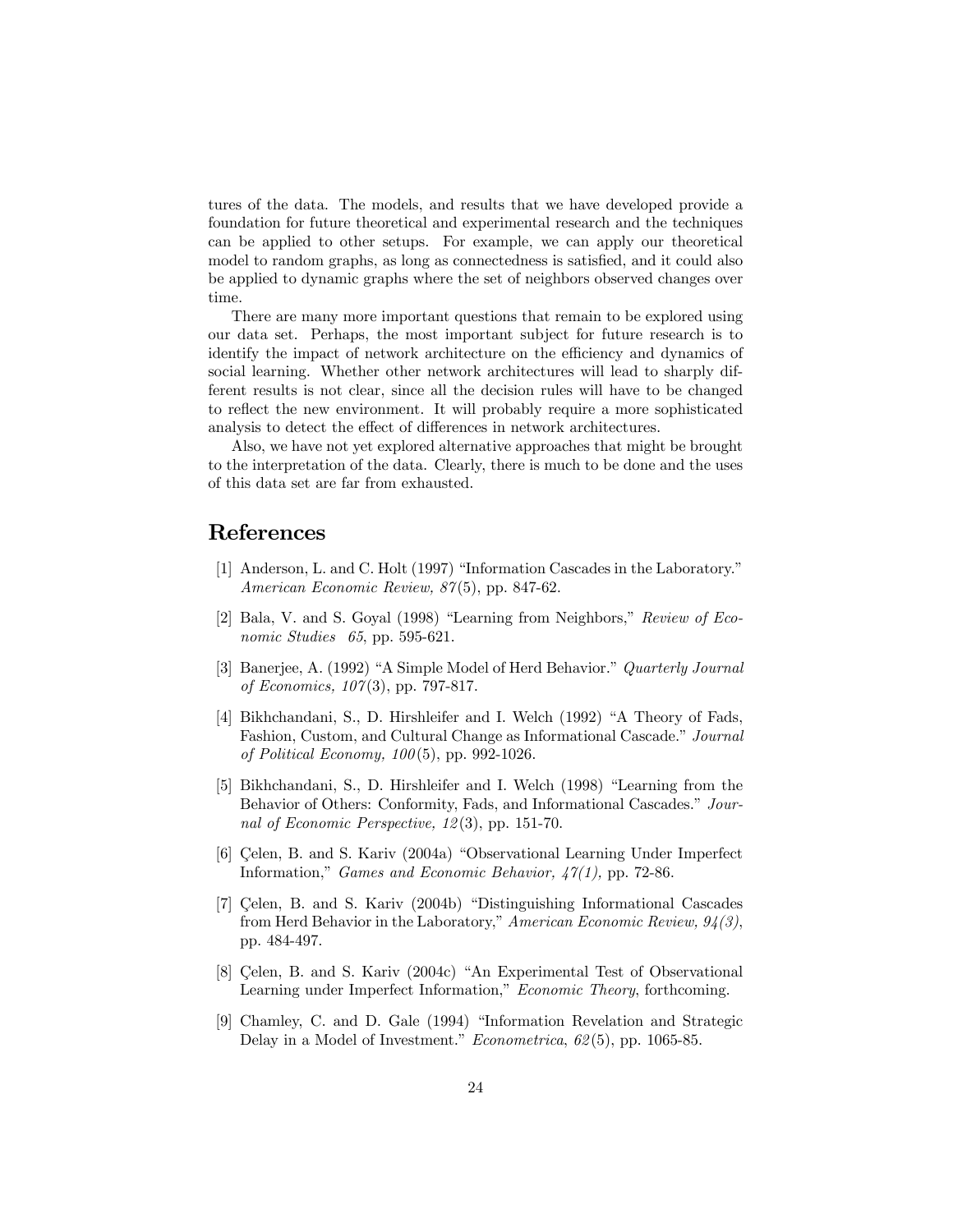tures of the data. The models, and results that we have developed provide a foundation for future theoretical and experimental research and the techniques can be applied to other setups. For example, we can apply our theoretical model to random graphs, as long as connectedness is satisfied, and it could also be applied to dynamic graphs where the set of neighbors observed changes over time.

There are many more important questions that remain to be explored using our data set. Perhaps, the most important subject for future research is to identify the impact of network architecture on the efficiency and dynamics of social learning. Whether other network architectures will lead to sharply different results is not clear, since all the decision rules will have to be changed to reflect the new environment. It will probably require a more sophisticated analysis to detect the effect of differences in network architectures.

Also, we have not yet explored alternative approaches that might be brought to the interpretation of the data. Clearly, there is much to be done and the uses of this data set are far from exhausted.

# References

[1] Anderson, L. and C. Holt (1997) "Information Cascades in the Laboratory." *American Economic Review, 87*(5), pp. 847-62.

[2] Bala, V. and S. Goyal (1998) "Learning from Neighbors," *Review of Economic Studies 65*, pp. 595-621.

[3] Banerjee, A. (1992) "A Simple Model of Herd Behavior." *Quarterly Journal of Economics, 107*(3), pp. 797-817.

[4] Bikhchandani, S., D. Hirshleifer and I. Welch (1992) "A Theory of Fads, Fashion, Custom, and Cultural Change as Informational Cascade." *Journal of Political Economy, 100*(5), pp. 992-1026.

[5] Bikhchandani, S., D. Hirshleifer and I. Welch (1998) "Learning from the Behavior of Others: Conformity, Fads, and Informational Cascades." *Journal of Economic Perspective, 12*(3), pp. 151-70.

[6] Çelen, B. and S. Kariv (2004a) "Observational Learning Under Imperfect Information," *Games and Economic Behavior, 47(1),* pp. 72-86.

[7] Çelen, B. and S. Kariv (2004b) "Distinguishing Informational Cascades from Herd Behavior in the Laboratory," *American Economic Review, 94(3)*, pp. 484-497.

[8] Çelen, B. and S. Kariv (2004c) "An Experimental Test of Observational Learning under Imperfect Information," *Economic Theory*, forthcoming.

[9] Chamley, C. and D. Gale (1994) "Information Revelation and Strategic Delay in a Model of Investment." *Econometrica*, *62*(5), pp. 1065-85.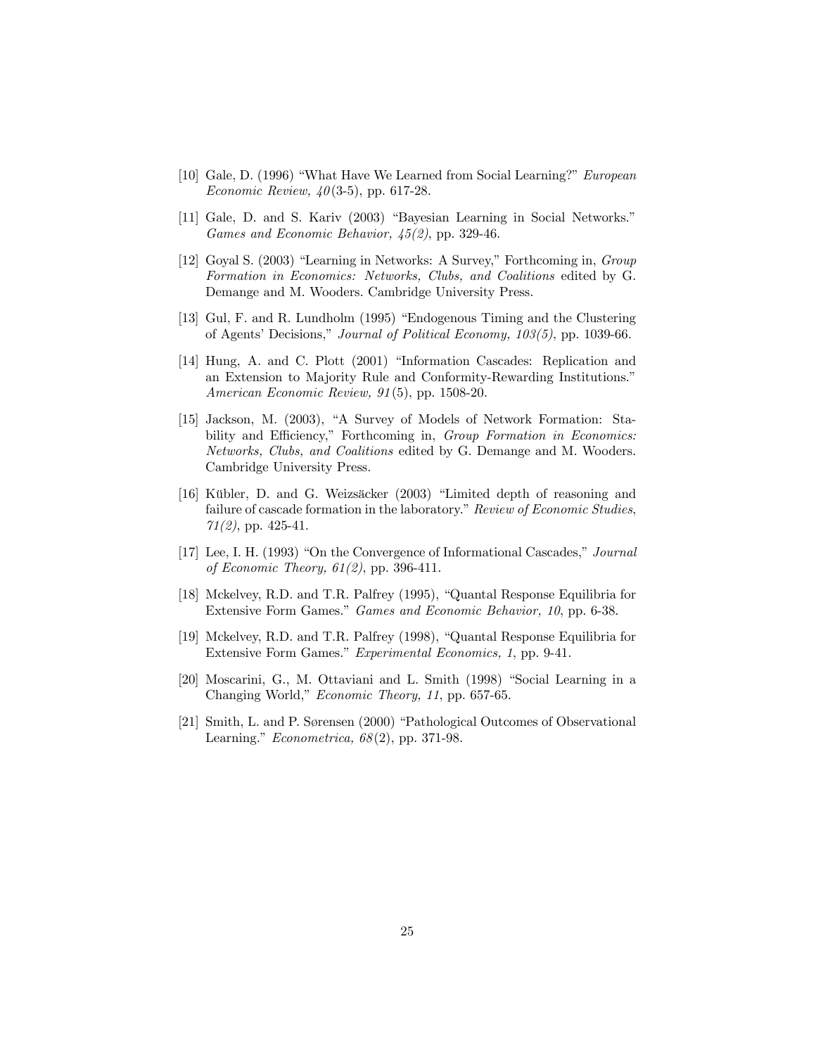[10] Gale, D. (1996) "What Have We Learned from Social Learning?" *European Economic Review, 40*(3-5), pp. 617-28.

[11] Gale, D. and S. Kariv (2003) "Bayesian Learning in Social Networks." *Games and Economic Behavior, 45(2)*, pp. 329-46.

[12] Goyal S. (2003) "Learning in Networks: A Survey," Forthcoming in, *Group Formation in Economics: Networks, Clubs, and Coalitions* edited by G. Demange and M. Wooders. Cambridge University Press.

[13] Gul, F. and R. Lundholm (1995) "Endogenous Timing and the Clustering of Agents' Decisions," *Journal of Political Economy, 103(5)*, pp. 1039-66.

[14] Hung, A. and C. Plott (2001) "Information Cascades: Replication and an Extension to Majority Rule and Conformity-Rewarding Institutions." *American Economic Review, 91*(5), pp. 1508-20.

[15] Jackson, M. (2003), "A Survey of Models of Network Formation: Stability and Efficiency," Forthcoming in, *Group Formation in Economics: Networks, Clubs, and Coalitions* edited by G. Demange and M. Wooders. Cambridge University Press.

[16] Kübler, D. and G. Weizsäcker (2003) "Limited depth of reasoning and failure of cascade formation in the laboratory." *Review of Economic Studies, 71(2)*, pp. 425-41.

[17] Lee, I. H. (1993) "On the Convergence of Informational Cascades," *Journal of Economic Theory, 61(2)*, pp. 396-411.

[18] Mckelvey, R.D. and T.R. Palfrey (1995), "Quantal Response Equilibria for Extensive Form Games." *Games and Economic Behavior, 10*, pp. 6-38.

[19] Mckelvey, R.D. and T.R. Palfrey (1998), "Quantal Response Equilibria for Extensive Form Games." *Experimental Economics, 1*, pp. 9-41.

[20] Moscarini, G., M. Ottaviani and L. Smith (1998) "Social Learning in a Changing World," *Economic Theory, 11*, pp. 657-65.

[21] Smith, L. and P. Sørensen (2000) "Pathological Outcomes of Observational Learning." *Econometrica, 68*(2), pp. 371-98.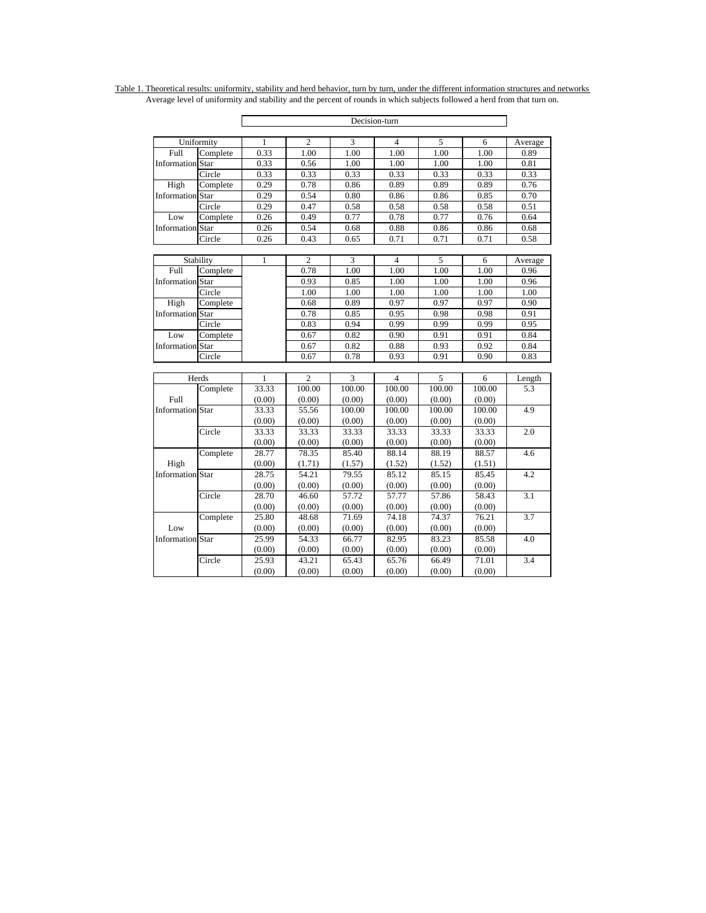Table 1. Theoretical results: uniformity, stability and herd behavior, turn by turn, under the different information structures and networks
Average level of uniformity and stability and the percent of rounds in which subjects followed a herd from that turn on.

| | | Decision-turn | | | | | | |
|---|---|---|---|---|---|---|---|---|
| Uniformity | | 1 | 2 | 3 | 4 | 5 | 6 | Average |
| Full Information | Complete | 0.33 | 1.00 | 1.00 | 1.00 | 1.00 | 1.00 | 0.89 |
| | Star | 0.33 | 0.56 | 1.00 | 1.00 | 1.00 | 1.00 | 0.81 |
| | Circle | 0.33 | 0.33 | 0.33 | 0.33 | 0.33 | 0.33 | 0.33 |
| High Information | Complete | 0.29 | 0.78 | 0.86 | 0.89 | 0.89 | 0.89 | 0.76 |
| | Star | 0.29 | 0.54 | 0.80 | 0.86 | 0.86 | 0.85 | 0.70 |
| | Circle | 0.29 | 0.47 | 0.58 | 0.58 | 0.58 | 0.58 | 0.51 |
| Low Information | Complete | 0.26 | 0.49 | 0.77 | 0.78 | 0.77 | 0.76 | 0.64 |
| | Star | 0.26 | 0.54 | 0.68 | 0.88 | 0.86 | 0.86 | 0.68 |
| | Circle | 0.26 | 0.43 | 0.65 | 0.71 | 0.71 | 0.71 | 0.58 |

| Stability | | 1 | 2 | 3 | 4 | 5 | 6 | Average |
|---|---|---|---|---|---|---|---|---|
| Full Information | Complete | | 0.78 | 1.00 | 1.00 | 1.00 | 1.00 | 0.96 |
| | Star | | 0.93 | 0.85 | 1.00 | 1.00 | 1.00 | 0.96 |
| | Circle | | 1.00 | 1.00 | 1.00 | 1.00 | 1.00 | 1.00 |
| High Information | Complete | | 0.68 | 0.89 | 0.97 | 0.97 | 0.97 | 0.90 |
| | Star | | 0.78 | 0.85 | 0.95 | 0.98 | 0.98 | 0.91 |
| | Circle | | 0.83 | 0.94 | 0.99 | 0.99 | 0.99 | 0.95 |
| Low Information | Complete | | 0.67 | 0.82 | 0.90 | 0.91 | 0.91 | 0.84 |
| | Star | | 0.67 | 0.82 | 0.88 | 0.93 | 0.92 | 0.84 |
| | Circle | | 0.67 | 0.78 | 0.93 | 0.91 | 0.90 | 0.83 |

| Herds | | 1 | 2 | 3 | 4 | 5 | 6 | Length |
|---|---|---|---|---|---|---|---|---|
| Full Information | Complete | 33.33 | 100.00 | 100.00 | 100.00 | 100.00 | 100.00 | 5.3 |
| | | (0.00) | (0.00) | (0.00) | (0.00) | (0.00) | (0.00) | |
| | Star | 33.33 | 55.56 | 100.00 | 100.00 | 100.00 | 100.00 | 4.9 |
| | | (0.00) | (0.00) | (0.00) | (0.00) | (0.00) | (0.00) | |
| | Circle | 33.33 | 33.33 | 33.33 | 33.33 | 33.33 | 33.33 | 2.0 |
| | | (0.00) | (0.00) | (0.00) | (0.00) | (0.00) | (0.00) | |
| High Information | Complete | 28.77 | 78.35 | 85.40 | 88.14 | 88.19 | 88.57 | 4.6 |
| | | (0.00) | (1.71) | (1.57) | (1.52) | (1.52) | (1.51) | |
| | Star | 28.75 | 54.21 | 79.55 | 85.12 | 85.15 | 85.45 | 4.2 |
| | | (0.00) | (0.00) | (0.00) | (0.00) | (0.00) | (0.00) | |
| | Circle | 28.70 | 46.60 | 57.72 | 57.77 | 57.86 | 58.43 | 3.1 |
| | | (0.00) | (0.00) | (0.00) | (0.00) | (0.00) | (0.00) | |
| Low Information | Complete | 25.80 | 48.68 | 71.69 | 74.18 | 74.37 | 76.21 | 3.7 |
| | | (0.00) | (0.00) | (0.00) | (0.00) | (0.00) | (0.00) | |
| | Star | 25.99 | 54.33 | 66.77 | 82.95 | 83.23 | 85.58 | 4.0 |
| | | (0.00) | (0.00) | (0.00) | (0.00) | (0.00) | (0.00) | |
| | Circle | 25.93 | 43.21 | 65.43 | 65.76 | 66.49 | 71.01 | 3.4 |
| | | (0.00) | (0.00) | (0.00) | (0.00) | (0.00) | (0.00) | |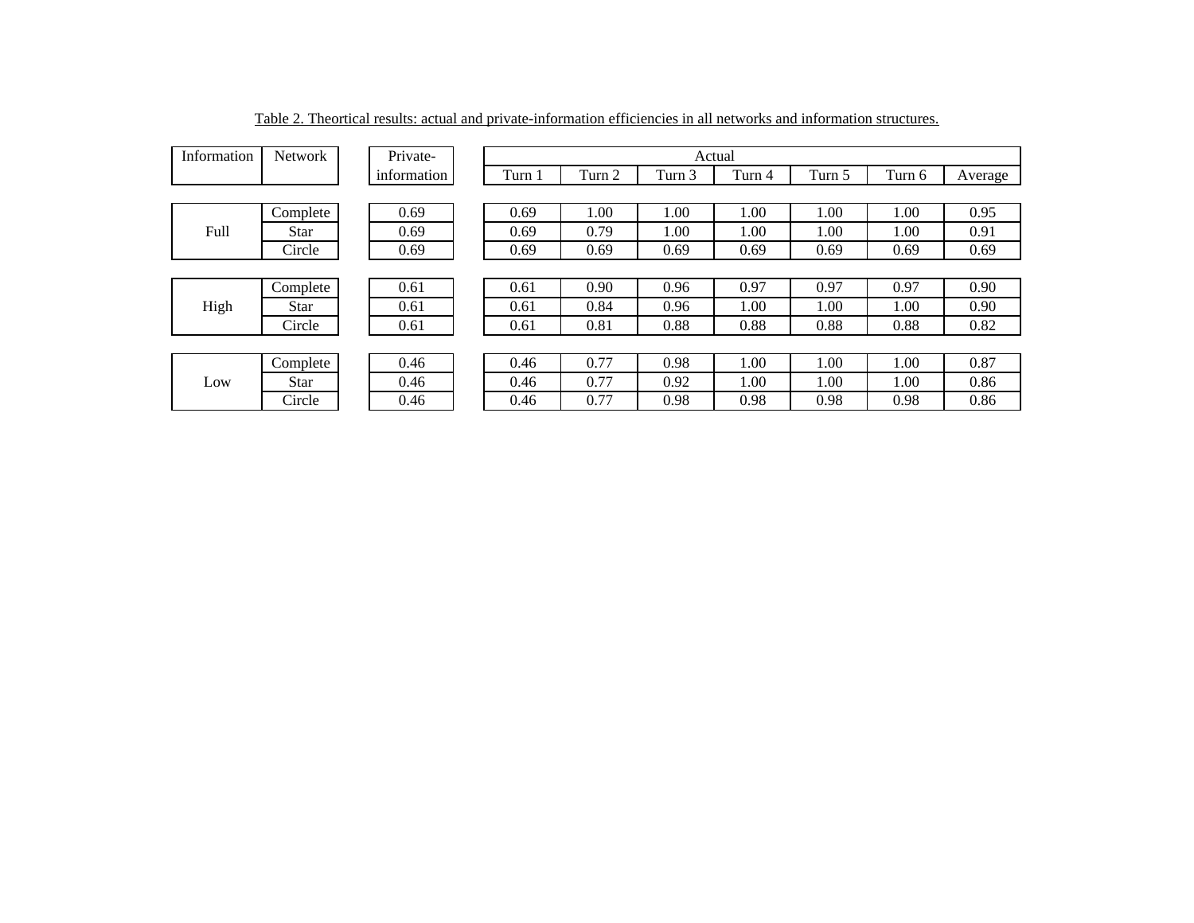Table 2. Theortical results: actual and private-information efficiencies in all networks and information structures.

| Information | Network | Private-information | Actual | | | | | | |
|---|---|---|---|---|---|---|---|---|---|
| | | | Turn 1 | Turn 2 | Turn 3 | Turn 4 | Turn 5 | Turn 6 | Average |
| Full | Complete | 0.69 | 0.69 | 1.00 | 1.00 | 1.00 | 1.00 | 1.00 | 0.95 |
| | Star | 0.69 | 0.69 | 0.79 | 1.00 | 1.00 | 1.00 | 1.00 | 0.91 |
| | Circle | 0.69 | 0.69 | 0.69 | 0.69 | 0.69 | 0.69 | 0.69 | 0.69 |
| High | Complete | 0.61 | 0.61 | 0.90 | 0.96 | 0.97 | 0.97 | 0.97 | 0.90 |
| | Star | 0.61 | 0.61 | 0.84 | 0.96 | 1.00 | 1.00 | 1.00 | 0.90 |
| | Circle | 0.61 | 0.61 | 0.81 | 0.88 | 0.88 | 0.88 | 0.88 | 0.82 |
| Low | Complete | 0.46 | 0.46 | 0.77 | 0.98 | 1.00 | 1.00 | 1.00 | 0.87 |
| | Star | 0.46 | 0.46 | 0.77 | 0.92 | 1.00 | 1.00 | 1.00 | 0.86 |
| | Circle | 0.46 | 0.46 | 0.77 | 0.98 | 0.98 | 0.98 | 0.98 | 0.86 |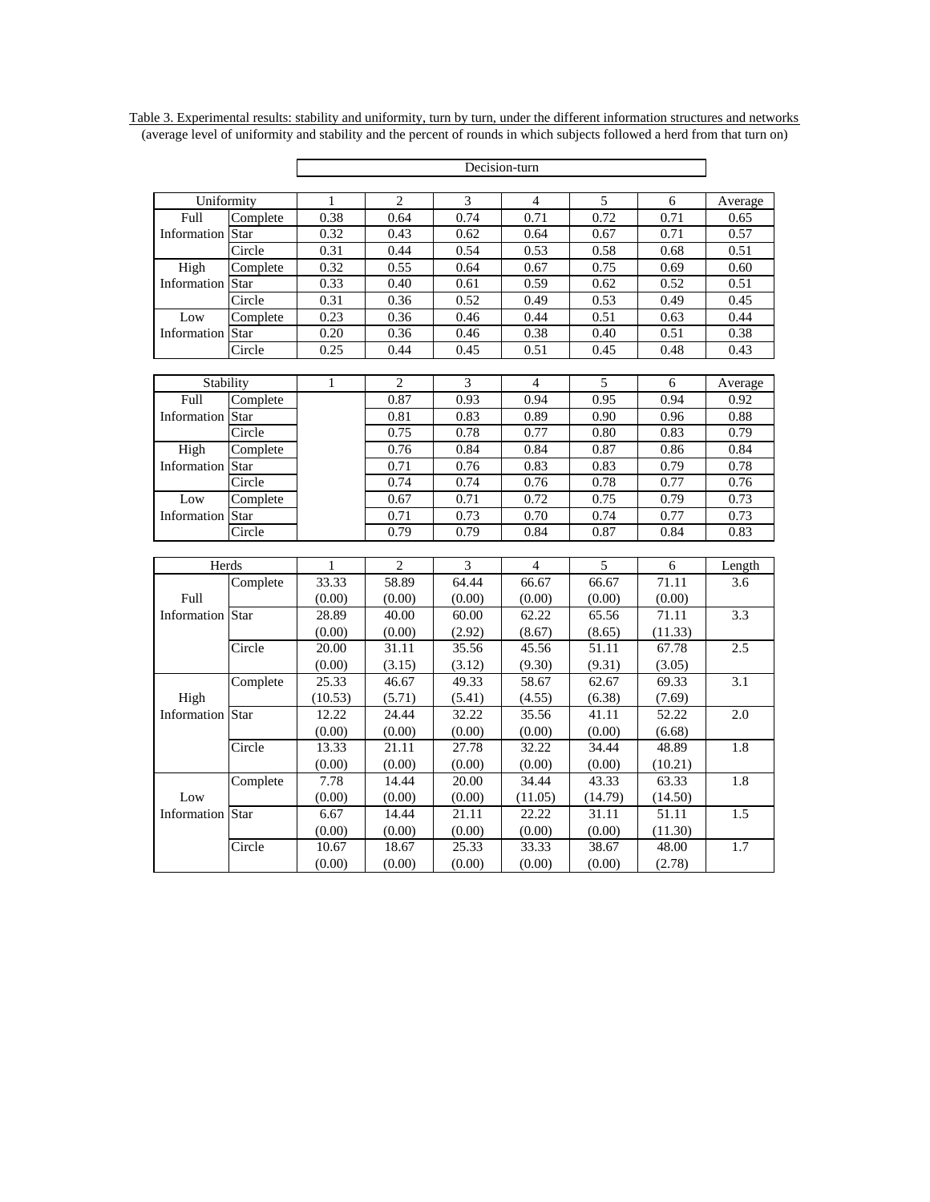Table 3. Experimental results: stability and uniformity, turn by turn, under the different information structures and networks (average level of uniformity and stability and the percent of rounds in which subjects followed a herd from that turn on)

| | | Decision-turn | | | | | | |
|---|---|---|---|---|---|---|---|---|
| **Uniformity** | | 1 | 2 | 3 | 4 | 5 | 6 | Average |
| Full Information | Complete | 0.38 | 0.64 | 0.74 | 0.71 | 0.72 | 0.71 | 0.65 |
| | Star | 0.32 | 0.43 | 0.62 | 0.64 | 0.67 | 0.71 | 0.57 |
| | Circle | 0.31 | 0.44 | 0.54 | 0.53 | 0.58 | 0.68 | 0.51 |
| High Information | Complete | 0.32 | 0.55 | 0.64 | 0.67 | 0.75 | 0.69 | 0.60 |
| | Star | 0.33 | 0.40 | 0.61 | 0.59 | 0.62 | 0.52 | 0.51 |
| | Circle | 0.31 | 0.36 | 0.52 | 0.49 | 0.53 | 0.49 | 0.45 |
| Low Information | Complete | 0.23 | 0.36 | 0.46 | 0.44 | 0.51 | 0.63 | 0.44 |
| | Star | 0.20 | 0.36 | 0.46 | 0.38 | 0.40 | 0.51 | 0.38 |
| | Circle | 0.25 | 0.44 | 0.45 | 0.51 | 0.45 | 0.48 | 0.43 |

| **Stability** | | 1 | 2 | 3 | 4 | 5 | 6 | Average |
|---|---|---|---|---|---|---|---|---|
| Full Information | Complete | | 0.87 | 0.93 | 0.94 | 0.95 | 0.94 | 0.92 |
| | Star | | 0.81 | 0.83 | 0.89 | 0.90 | 0.96 | 0.88 |
| | Circle | | 0.75 | 0.78 | 0.77 | 0.80 | 0.83 | 0.79 |
| High Information | Complete | | 0.76 | 0.84 | 0.84 | 0.87 | 0.86 | 0.84 |
| | Star | | 0.71 | 0.76 | 0.83 | 0.83 | 0.79 | 0.78 |
| | Circle | | 0.74 | 0.74 | 0.76 | 0.78 | 0.77 | 0.76 |
| Low Information | Complete | | 0.67 | 0.71 | 0.72 | 0.75 | 0.79 | 0.73 |
| | Star | | 0.71 | 0.73 | 0.70 | 0.74 | 0.77 | 0.73 |
| | Circle | | 0.79 | 0.79 | 0.84 | 0.87 | 0.84 | 0.83 |

| **Herds** | | 1 | 2 | 3 | 4 | 5 | 6 | Length |
|---|---|---|---|---|---|---|---|---|
| Full Information | Complete | 33.33 | 58.89 | 64.44 | 66.67 | 66.67 | 71.11 | 3.6 |
| | | (0.00) | (0.00) | (0.00) | (0.00) | (0.00) | (0.00) | |
| | Star | 28.89 | 40.00 | 60.00 | 62.22 | 65.56 | 71.11 | 3.3 |
| | | (0.00) | (0.00) | (2.92) | (8.67) | (8.65) | (11.33) | |
| | Circle | 20.00 | 31.11 | 35.56 | 45.56 | 51.11 | 67.78 | 2.5 |
| | | (0.00) | (3.15) | (3.12) | (9.30) | (9.31) | (3.05) | |
| High Information | Complete | 25.33 | 46.67 | 49.33 | 58.67 | 62.67 | 69.33 | 3.1 |
| | | (10.53) | (5.71) | (5.41) | (4.55) | (6.38) | (7.69) | |
| | Star | 12.22 | 24.44 | 32.22 | 35.56 | 41.11 | 52.22 | 2.0 |
| | | (0.00) | (0.00) | (0.00) | (0.00) | (0.00) | (6.68) | |
| | Circle | 13.33 | 21.11 | 27.78 | 32.22 | 34.44 | 48.89 | 1.8 |
| | | (0.00) | (0.00) | (0.00) | (0.00) | (0.00) | (10.21) | |
| Low Information | Complete | 7.78 | 14.44 | 20.00 | 34.44 | 43.33 | 63.33 | 1.8 |
| | | (0.00) | (0.00) | (0.00) | (11.05) | (14.79) | (14.50) | |
| | Star | 6.67 | 14.44 | 21.11 | 22.22 | 31.11 | 51.11 | 1.5 |
| | | (0.00) | (0.00) | (0.00) | (0.00) | (0.00) | (11.30) | |
| | Circle | 10.67 | 18.67 | 25.33 | 33.33 | 38.67 | 48.00 | 1.7 |
| | | (0.00) | (0.00) | (0.00) | (0.00) | (0.00) | (2.78) | |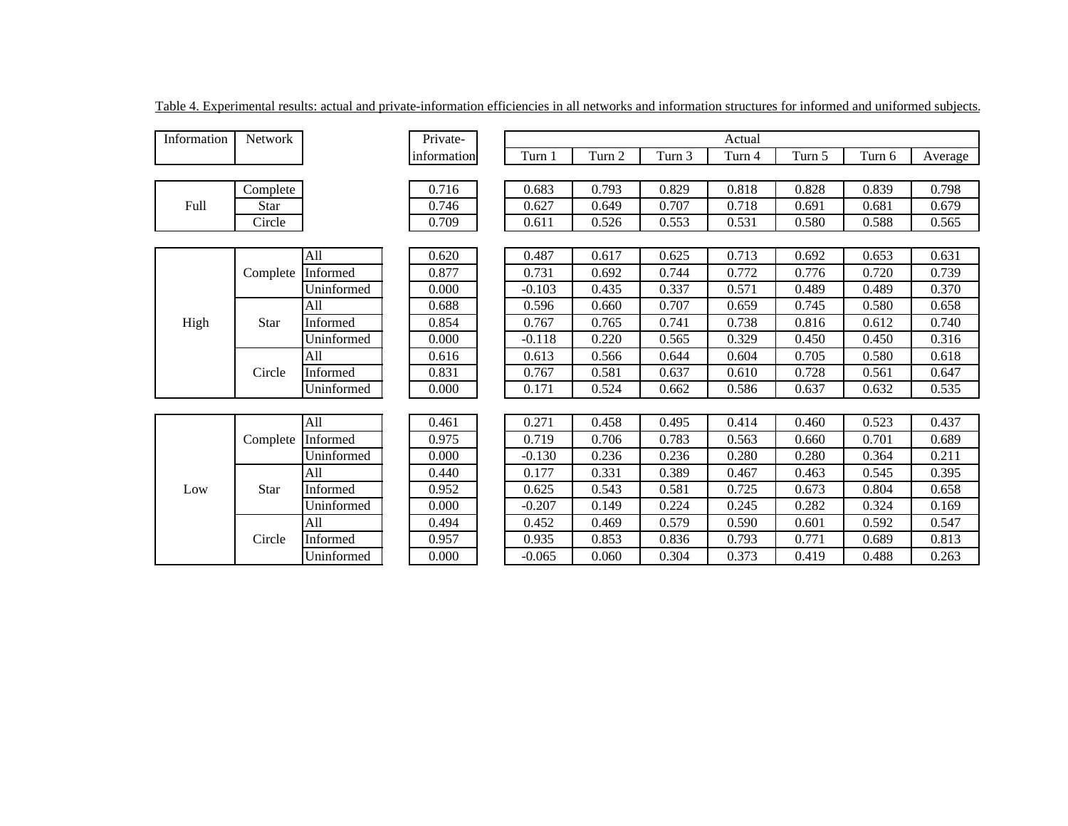Table 4. Experimental results: actual and private-information efficiencies in all networks and information structures for informed and uniformed subjects.

| Information | Network | | Private-information | Actual Turn 1 | Turn 2 | Turn 3 | Turn 4 | Turn 5 | Turn 6 | Average |
|---|---|---|---|---|---|---|---|---|---|---|
| Full | Complete | | 0.716 | 0.683 | 0.793 | 0.829 | 0.818 | 0.828 | 0.839 | 0.798 |
| | Star | | 0.746 | 0.627 | 0.649 | 0.707 | 0.718 | 0.691 | 0.681 | 0.679 |
| | Circle | | 0.709 | 0.611 | 0.526 | 0.553 | 0.531 | 0.580 | 0.588 | 0.565 |
| High | Complete | All | 0.620 | 0.487 | 0.617 | 0.625 | 0.713 | 0.692 | 0.653 | 0.631 |
| | | Informed | 0.877 | 0.731 | 0.692 | 0.744 | 0.772 | 0.776 | 0.720 | 0.739 |
| | | Uninformed | 0.000 | -0.103 | 0.435 | 0.337 | 0.571 | 0.489 | 0.489 | 0.370 |
| | Star | All | 0.688 | 0.596 | 0.660 | 0.707 | 0.659 | 0.745 | 0.580 | 0.658 |
| | | Informed | 0.854 | 0.767 | 0.765 | 0.741 | 0.738 | 0.816 | 0.612 | 0.740 |
| | | Uninformed | 0.000 | -0.118 | 0.220 | 0.565 | 0.329 | 0.450 | 0.450 | 0.316 |
| | Circle | All | 0.616 | 0.613 | 0.566 | 0.644 | 0.604 | 0.705 | 0.580 | 0.618 |
| | | Informed | 0.831 | 0.767 | 0.581 | 0.637 | 0.610 | 0.728 | 0.561 | 0.647 |
| | | Uninformed | 0.000 | 0.171 | 0.524 | 0.662 | 0.586 | 0.637 | 0.632 | 0.535 |
| Low | Complete | All | 0.461 | 0.271 | 0.458 | 0.495 | 0.414 | 0.460 | 0.523 | 0.437 |
| | | Informed | 0.975 | 0.719 | 0.706 | 0.783 | 0.563 | 0.660 | 0.701 | 0.689 |
| | | Uninformed | 0.000 | -0.130 | 0.236 | 0.236 | 0.280 | 0.280 | 0.364 | 0.211 |
| | Star | All | 0.440 | 0.177 | 0.331 | 0.389 | 0.467 | 0.463 | 0.545 | 0.395 |
| | | Informed | 0.952 | 0.625 | 0.543 | 0.581 | 0.725 | 0.673 | 0.804 | 0.658 |
| | | Uninformed | 0.000 | -0.207 | 0.149 | 0.224 | 0.245 | 0.282 | 0.324 | 0.169 |
| | Circle | All | 0.494 | 0.452 | 0.469 | 0.579 | 0.590 | 0.601 | 0.592 | 0.547 |
| | | Informed | 0.957 | 0.935 | 0.853 | 0.836 | 0.793 | 0.771 | 0.689 | 0.813 |
| | | Uninformed | 0.000 | -0.065 | 0.060 | 0.304 | 0.373 | 0.419 | 0.488 | 0.263 |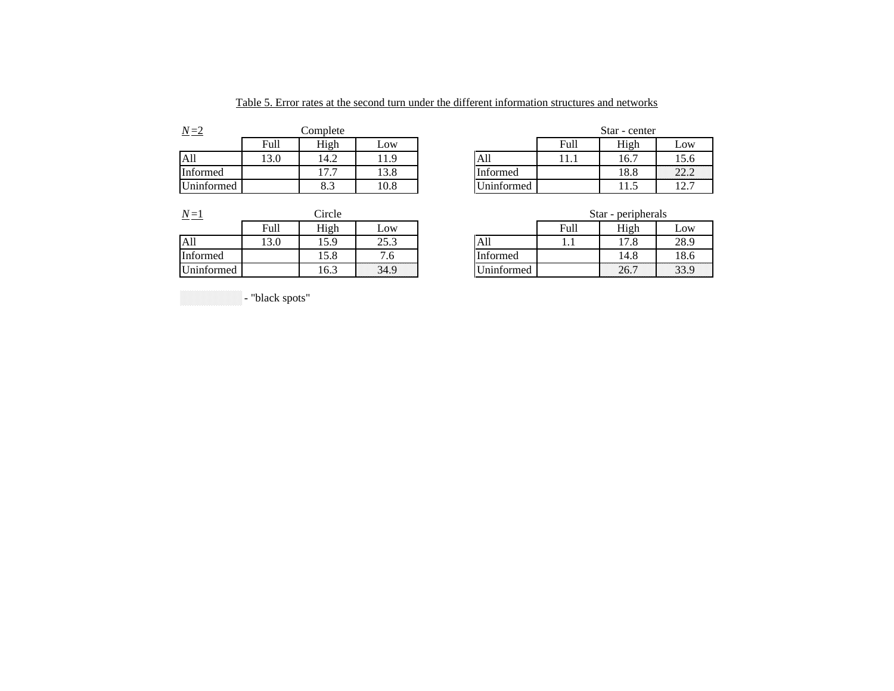Table 5. Error rates at the second turn under the different information structures and networks

*N*=2

**Complete**

| | Full | High | Low |
|---|---|---|---|
| All | 13.0 | 14.2 | 11.9 |
| Informed | | 17.7 | 13.8 |
| Uninformed | | 8.3 | 10.8 |

**Star - center**

| | Full | High | Low |
|---|---|---|---|
| All | 11.1 | 16.7 | 15.6 |
| Informed | | 18.8 | 22.2 |
| Uninformed | | 11.5 | 12.7 |

*N*=1

**Circle**

| | Full | High | Low |
|---|---|---|---|
| All | 13.0 | 15.9 | 25.3 |
| Informed | | 15.8 | 7.6 |
| Uninformed | | 16.3 | 34.9 |

**Star - peripherals**

| | Full | High | Low |
|---|---|---|---|
| All | 1.1 | 17.8 | 28.9 |
| Informed | | 14.8 | 18.6 |
| Uninformed | | 26.7 | 33.9 |

(shaded cells) - "black spots"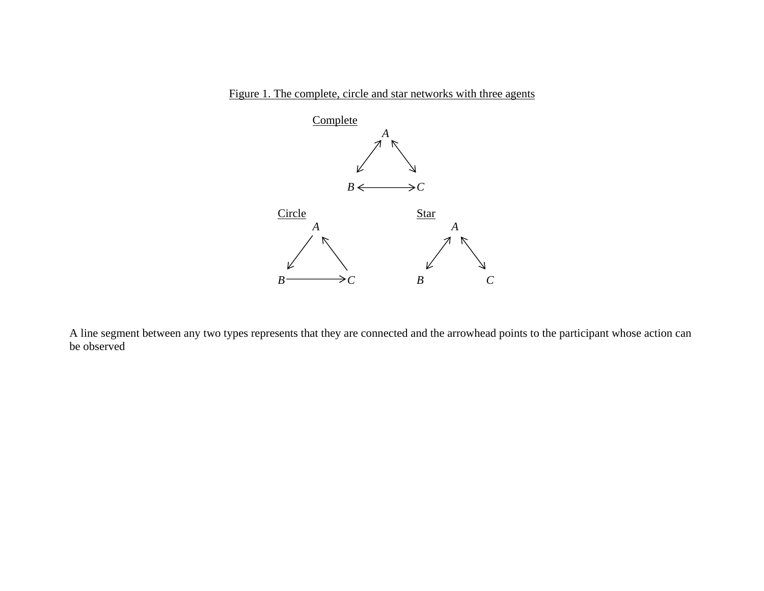Figure 1. The complete, circle and star networks with three agents

Complete

*A*, *B*, *C*

Circle

*A*, *B*, *C*

Star

*A*, *B*, *C*

A line segment between any two types represents that they are connected and the arrowhead points to the participant whose action can be observed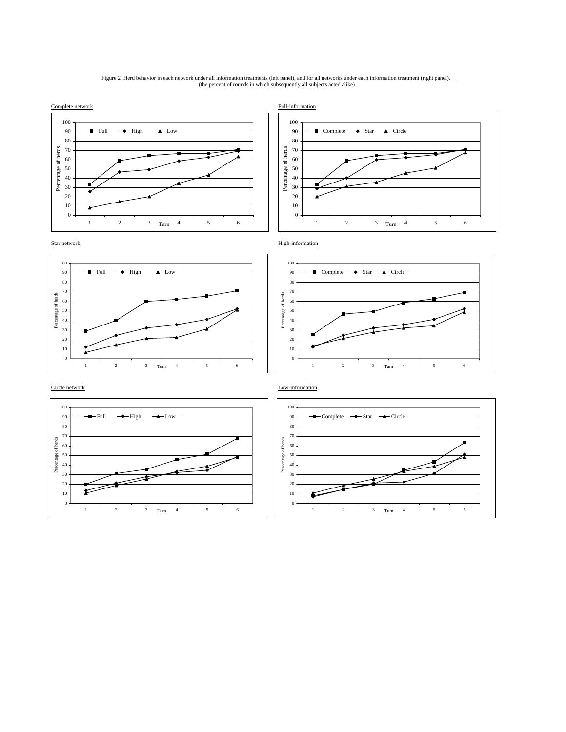Figure 2. Herd behavior in each network under all information treatments (left panel), and for all networks under each information treatment (right panel).
(the percent of rounds in which subsequently all subjects acted alike)

Complete network

Full-information

Star network

High-information

Circle network

Low-information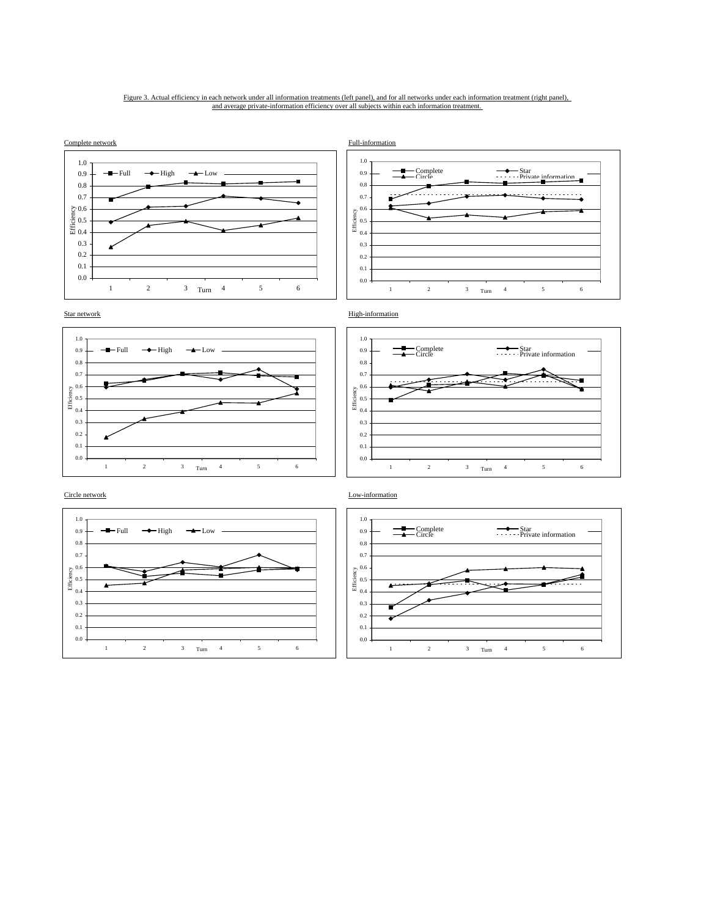Figure 3. Actual efficiency in each network under all information treatments (left panel), and for all networks under each information treatment (right panel), and average private-information efficiency over all subjects within each information treatment.

Complete network

Full-information

Star network

High-information

Circle network

Low-information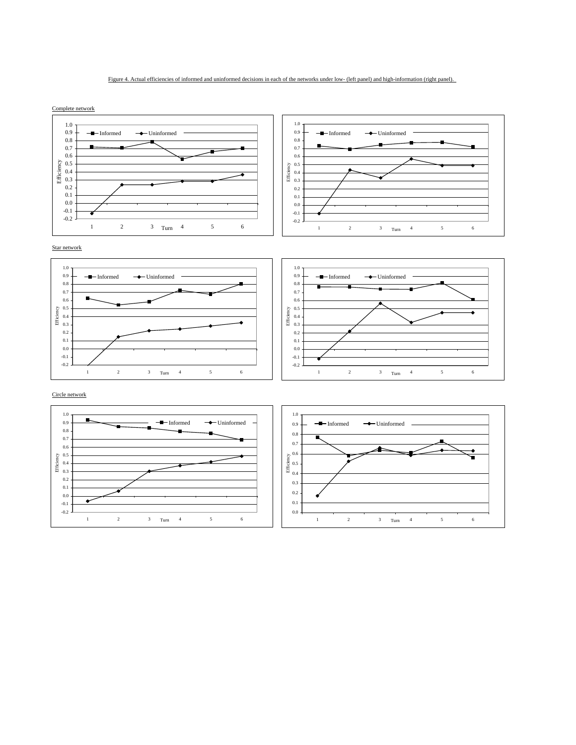Figure 4. Actual efficiencies of informed and uninformed decisions in each of the networks under low- (left panel) and high-information (right panel).

Complete network

Star network

Circle network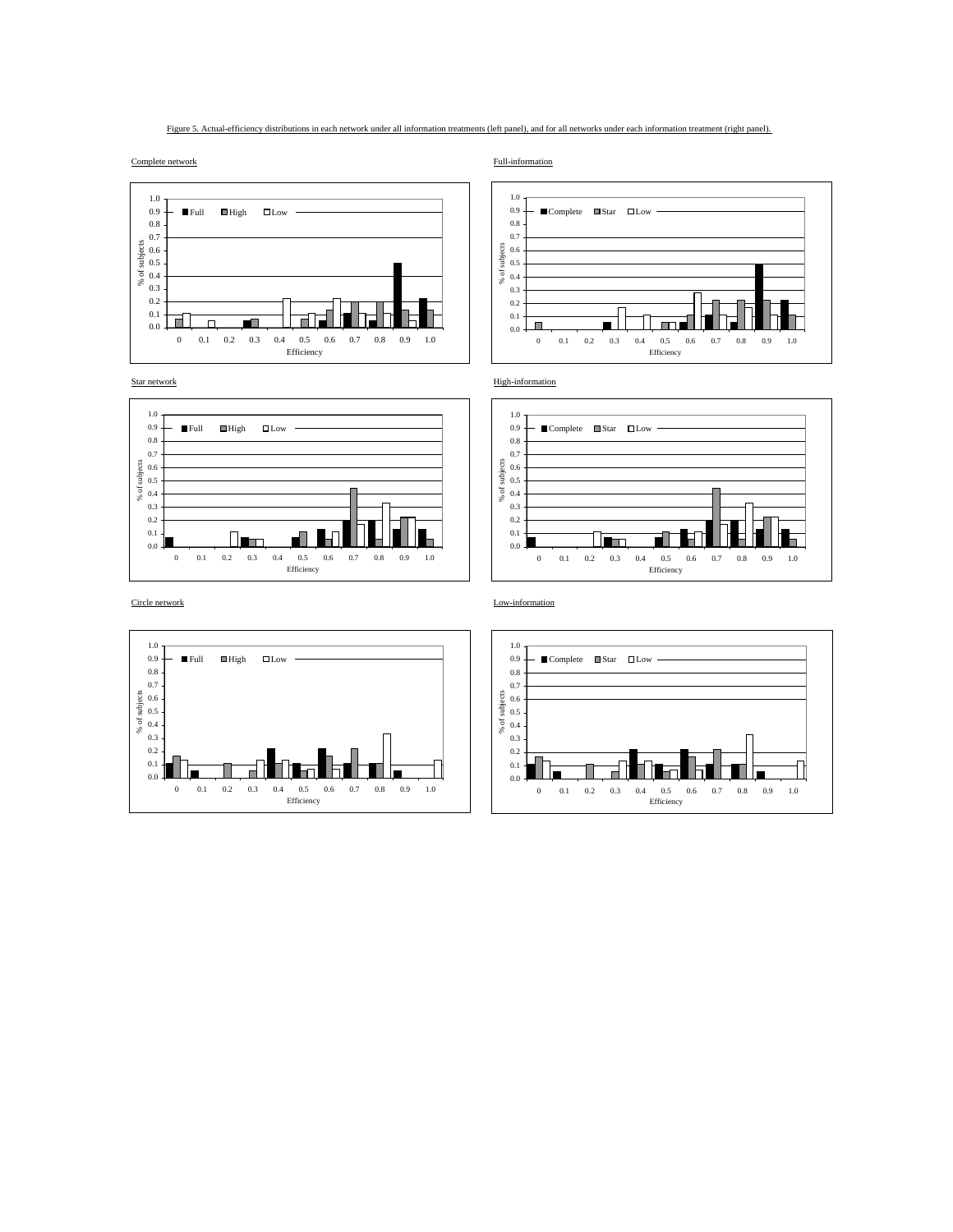Figure 5. Actual-efficiency distributions in each network under all information treatments (left panel), and for all networks under each information treatment (right panel).

Complete network

Full-information

Star network

High-information

Circle network

Low-information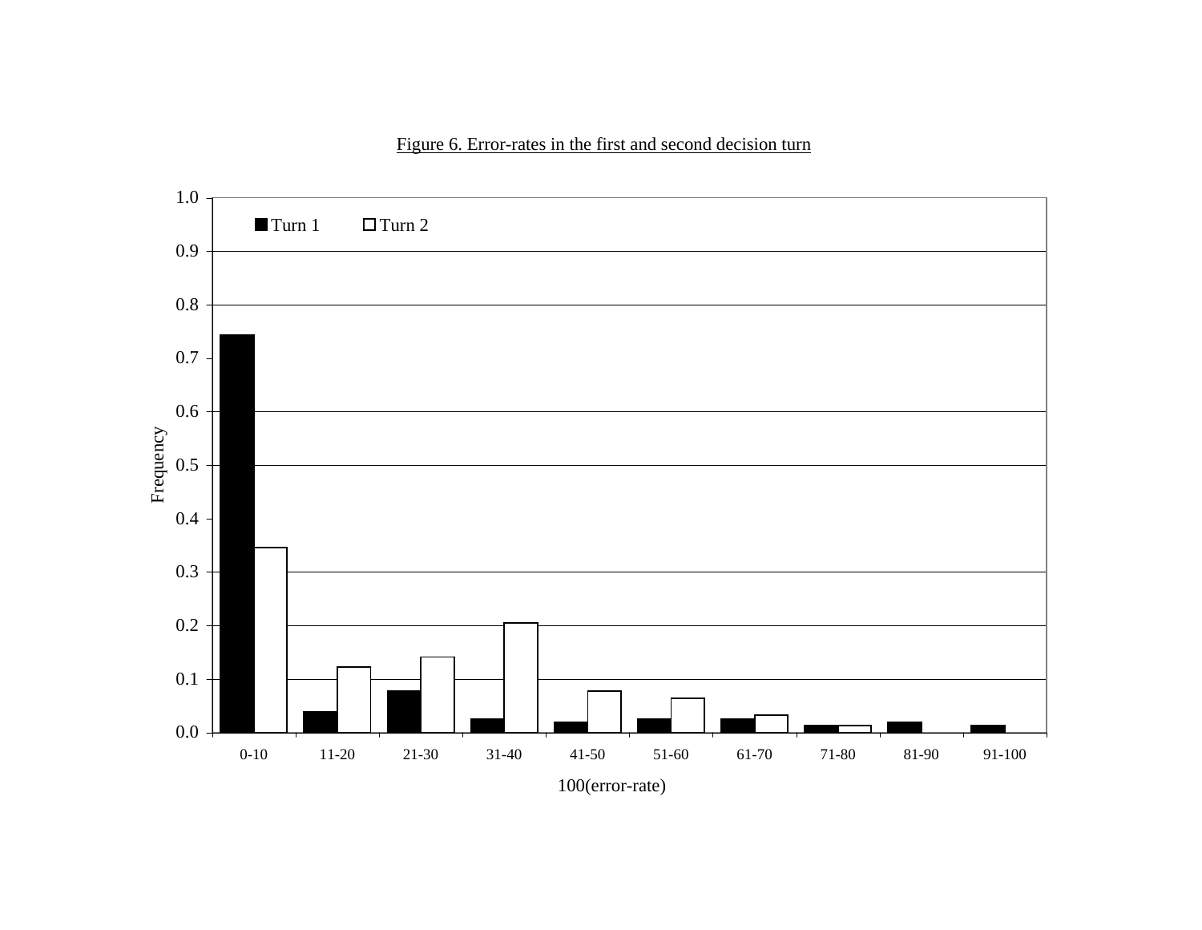Figure 6. Error-rates in the first and second decision turn

1.0
0.9
0.8
0.7
0.6
0.5
0.4
0.3
0.2
0.1
0.0

Frequency

Turn 1
Turn 2

0-10
11-20
21-30
31-40
41-50
51-60
61-70
71-80
81-90
91-100

100(error-rate)